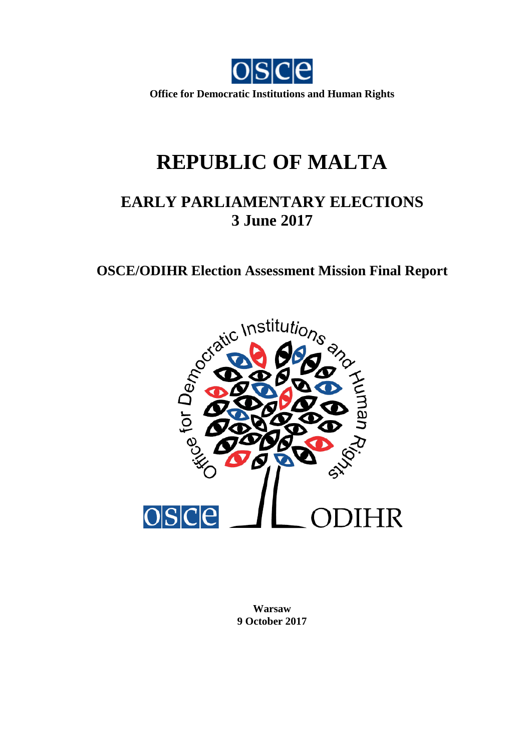OSCE

**Office for Democratic Institutions and Human Rights**

# REPUBLIC OF MALTA

## EARLY PARLIAMENTARY ELECTIONS
## 3 June 2017

### OSCE/ODIHR Election Assessment Mission Final Report

**Warsaw**
**9 October 2017**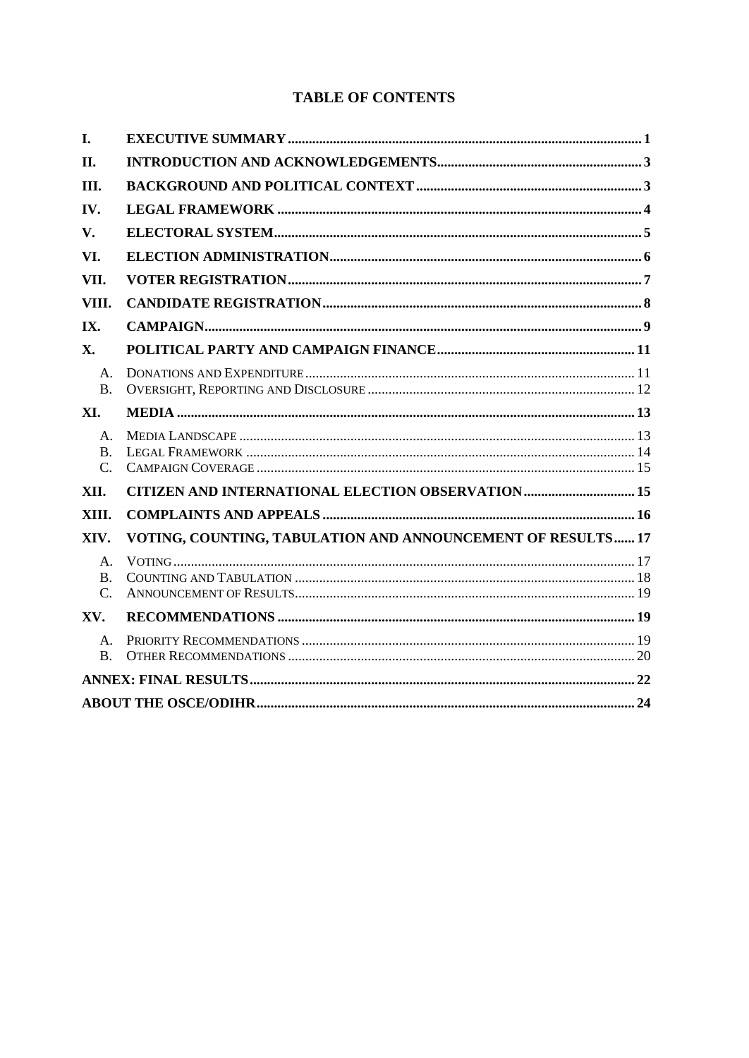# TABLE OF CONTENTS

| | | |
|---|---|---|
| **I.** | **EXECUTIVE SUMMARY** | **1** |
| **II.** | **INTRODUCTION AND ACKNOWLEDGEMENTS** | **3** |
| **III.** | **BACKGROUND AND POLITICAL CONTEXT** | **3** |
| **IV.** | **LEGAL FRAMEWORK** | **4** |
| **V.** | **ELECTORAL SYSTEM** | **5** |
| **VI.** | **ELECTION ADMINISTRATION** | **6** |
| **VII.** | **VOTER REGISTRATION** | **7** |
| **VIII.** | **CANDIDATE REGISTRATION** | **8** |
| **IX.** | **CAMPAIGN** | **9** |
| **X.** | **POLITICAL PARTY AND CAMPAIGN FINANCE** | **11** |
| A. | DONATIONS AND EXPENDITURE | 11 |
| B. | OVERSIGHT, REPORTING AND DISCLOSURE | 12 |
| **XI.** | **MEDIA** | **13** |
| A. | MEDIA LANDSCAPE | 13 |
| B. | LEGAL FRAMEWORK | 14 |
| C. | CAMPAIGN COVERAGE | 15 |
| **XII.** | **CITIZEN AND INTERNATIONAL ELECTION OBSERVATION** | **15** |
| **XIII.** | **COMPLAINTS AND APPEALS** | **16** |
| **XIV.** | **VOTING, COUNTING, TABULATION AND ANNOUNCEMENT OF RESULTS** | **17** |
| A. | VOTING | 17 |
| B. | COUNTING AND TABULATION | 18 |
| C. | ANNOUNCEMENT OF RESULTS | 19 |
| **XV.** | **RECOMMENDATIONS** | **19** |
| A. | PRIORITY RECOMMENDATIONS | 19 |
| B. | OTHER RECOMMENDATIONS | 20 |
| **ANNEX: FINAL RESULTS** | | **22** |
| **ABOUT THE OSCE/ODIHR** | | **24** |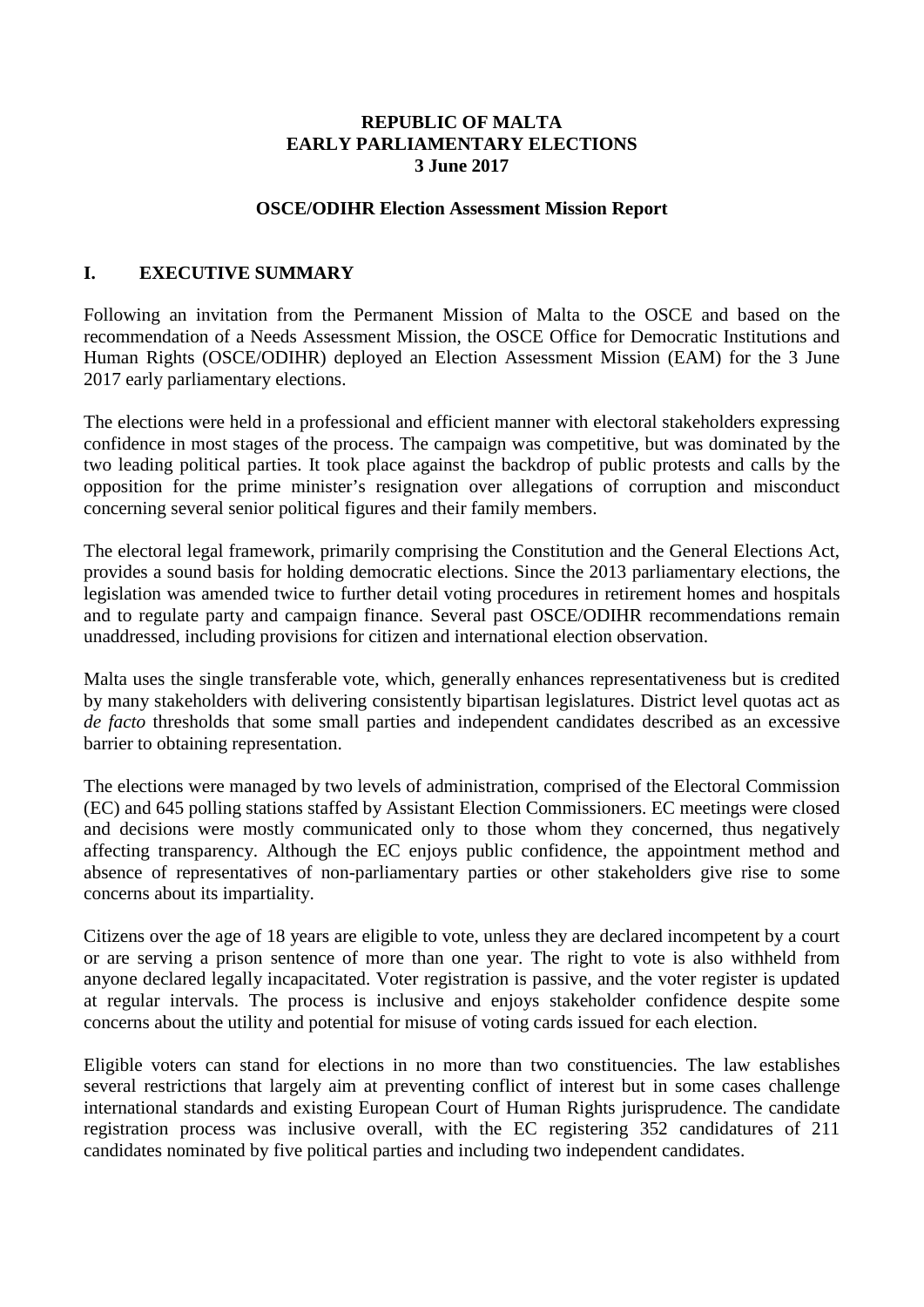**REPUBLIC OF MALTA**
**EARLY PARLIAMENTARY ELECTIONS**
**3 June 2017**

**OSCE/ODIHR Election Assessment Mission Report**

## I. EXECUTIVE SUMMARY

Following an invitation from the Permanent Mission of Malta to the OSCE and based on the recommendation of a Needs Assessment Mission, the OSCE Office for Democratic Institutions and Human Rights (OSCE/ODIHR) deployed an Election Assessment Mission (EAM) for the 3 June 2017 early parliamentary elections.

The elections were held in a professional and efficient manner with electoral stakeholders expressing confidence in most stages of the process. The campaign was competitive, but was dominated by the two leading political parties. It took place against the backdrop of public protests and calls by the opposition for the prime minister's resignation over allegations of corruption and misconduct concerning several senior political figures and their family members.

The electoral legal framework, primarily comprising the Constitution and the General Elections Act, provides a sound basis for holding democratic elections. Since the 2013 parliamentary elections, the legislation was amended twice to further detail voting procedures in retirement homes and hospitals and to regulate party and campaign finance. Several past OSCE/ODIHR recommendations remain unaddressed, including provisions for citizen and international election observation.

Malta uses the single transferable vote, which, generally enhances representativeness but is credited by many stakeholders with delivering consistently bipartisan legislatures. District level quotas act as *de facto* thresholds that some small parties and independent candidates described as an excessive barrier to obtaining representation.

The elections were managed by two levels of administration, comprised of the Electoral Commission (EC) and 645 polling stations staffed by Assistant Election Commissioners. EC meetings were closed and decisions were mostly communicated only to those whom they concerned, thus negatively affecting transparency. Although the EC enjoys public confidence, the appointment method and absence of representatives of non-parliamentary parties or other stakeholders give rise to some concerns about its impartiality.

Citizens over the age of 18 years are eligible to vote, unless they are declared incompetent by a court or are serving a prison sentence of more than one year. The right to vote is also withheld from anyone declared legally incapacitated. Voter registration is passive, and the voter register is updated at regular intervals. The process is inclusive and enjoys stakeholder confidence despite some concerns about the utility and potential for misuse of voting cards issued for each election.

Eligible voters can stand for elections in no more than two constituencies. The law establishes several restrictions that largely aim at preventing conflict of interest but in some cases challenge international standards and existing European Court of Human Rights jurisprudence. The candidate registration process was inclusive overall, with the EC registering 352 candidatures of 211 candidates nominated by five political parties and including two independent candidates.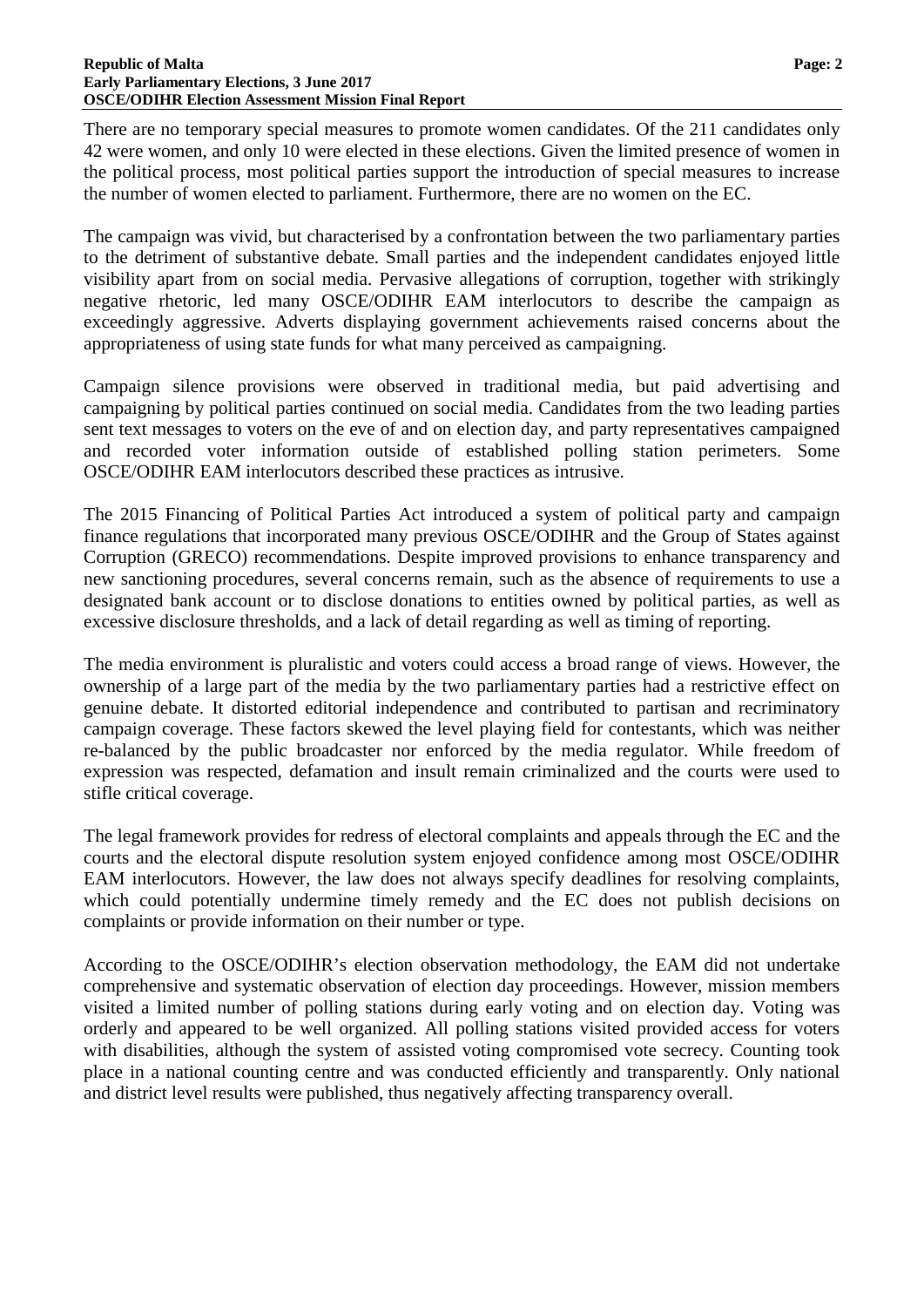There are no temporary special measures to promote women candidates. Of the 211 candidates only 42 were women, and only 10 were elected in these elections. Given the limited presence of women in the political process, most political parties support the introduction of special measures to increase the number of women elected to parliament. Furthermore, there are no women on the EC.

The campaign was vivid, but characterised by a confrontation between the two parliamentary parties to the detriment of substantive debate. Small parties and the independent candidates enjoyed little visibility apart from on social media. Pervasive allegations of corruption, together with strikingly negative rhetoric, led many OSCE/ODIHR EAM interlocutors to describe the campaign as exceedingly aggressive. Adverts displaying government achievements raised concerns about the appropriateness of using state funds for what many perceived as campaigning.

Campaign silence provisions were observed in traditional media, but paid advertising and campaigning by political parties continued on social media. Candidates from the two leading parties sent text messages to voters on the eve of and on election day, and party representatives campaigned and recorded voter information outside of established polling station perimeters. Some OSCE/ODIHR EAM interlocutors described these practices as intrusive.

The 2015 Financing of Political Parties Act introduced a system of political party and campaign finance regulations that incorporated many previous OSCE/ODIHR and the Group of States against Corruption (GRECO) recommendations. Despite improved provisions to enhance transparency and new sanctioning procedures, several concerns remain, such as the absence of requirements to use a designated bank account or to disclose donations to entities owned by political parties, as well as excessive disclosure thresholds, and a lack of detail regarding as well as timing of reporting.

The media environment is pluralistic and voters could access a broad range of views. However, the ownership of a large part of the media by the two parliamentary parties had a restrictive effect on genuine debate. It distorted editorial independence and contributed to partisan and recriminatory campaign coverage. These factors skewed the level playing field for contestants, which was neither re-balanced by the public broadcaster nor enforced by the media regulator. While freedom of expression was respected, defamation and insult remain criminalized and the courts were used to stifle critical coverage.

The legal framework provides for redress of electoral complaints and appeals through the EC and the courts and the electoral dispute resolution system enjoyed confidence among most OSCE/ODIHR EAM interlocutors. However, the law does not always specify deadlines for resolving complaints, which could potentially undermine timely remedy and the EC does not publish decisions on complaints or provide information on their number or type.

According to the OSCE/ODIHR's election observation methodology, the EAM did not undertake comprehensive and systematic observation of election day proceedings. However, mission members visited a limited number of polling stations during early voting and on election day. Voting was orderly and appeared to be well organized. All polling stations visited provided access for voters with disabilities, although the system of assisted voting compromised vote secrecy. Counting took place in a national counting centre and was conducted efficiently and transparently. Only national and district level results were published, thus negatively affecting transparency overall.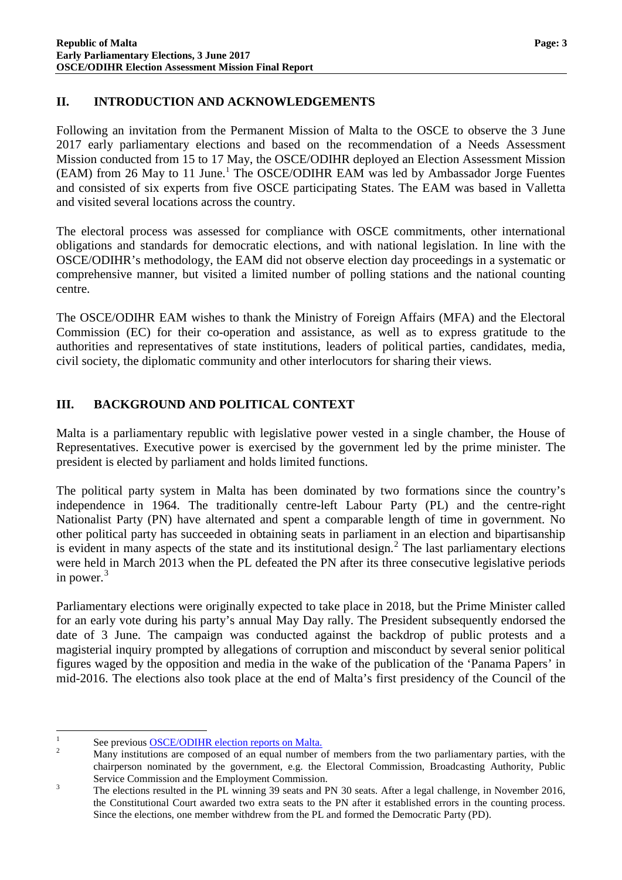## II. INTRODUCTION AND ACKNOWLEDGEMENTS

Following an invitation from the Permanent Mission of Malta to the OSCE to observe the 3 June 2017 early parliamentary elections and based on the recommendation of a Needs Assessment Mission conducted from 15 to 17 May, the OSCE/ODIHR deployed an Election Assessment Mission (EAM) from 26 May to 11 June.[1] The OSCE/ODIHR EAM was led by Ambassador Jorge Fuentes and consisted of six experts from five OSCE participating States. The EAM was based in Valletta and visited several locations across the country.

The electoral process was assessed for compliance with OSCE commitments, other international obligations and standards for democratic elections, and with national legislation. In line with the OSCE/ODIHR's methodology, the EAM did not observe election day proceedings in a systematic or comprehensive manner, but visited a limited number of polling stations and the national counting centre.

The OSCE/ODIHR EAM wishes to thank the Ministry of Foreign Affairs (MFA) and the Electoral Commission (EC) for their co-operation and assistance, as well as to express gratitude to the authorities and representatives of state institutions, leaders of political parties, candidates, media, civil society, the diplomatic community and other interlocutors for sharing their views.

## III. BACKGROUND AND POLITICAL CONTEXT

Malta is a parliamentary republic with legislative power vested in a single chamber, the House of Representatives. Executive power is exercised by the government led by the prime minister. The president is elected by parliament and holds limited functions.

The political party system in Malta has been dominated by two formations since the country's independence in 1964. The traditionally centre-left Labour Party (PL) and the centre-right Nationalist Party (PN) have alternated and spent a comparable length of time in government. No other political party has succeeded in obtaining seats in parliament in an election and bipartisanship is evident in many aspects of the state and its institutional design.[2] The last parliamentary elections were held in March 2013 when the PL defeated the PN after its three consecutive legislative periods in power.[3]

Parliamentary elections were originally expected to take place in 2018, but the Prime Minister called for an early vote during his party's annual May Day rally. The President subsequently endorsed the date of 3 June. The campaign was conducted against the backdrop of public protests and a magisterial inquiry prompted by allegations of corruption and misconduct by several senior political figures waged by the opposition and media in the wake of the publication of the 'Panama Papers' in mid-2016. The elections also took place at the end of Malta's first presidency of the Council of the

---

[1] See previous OSCE/ODIHR election reports on Malta.

[2] Many institutions are composed of an equal number of members from the two parliamentary parties, with the chairperson nominated by the government, e.g. the Electoral Commission, Broadcasting Authority, Public Service Commission and the Employment Commission.

[3] The elections resulted in the PL winning 39 seats and PN 30 seats. After a legal challenge, in November 2016, the Constitutional Court awarded two extra seats to the PN after it established errors in the counting process. Since the elections, one member withdrew from the PL and formed the Democratic Party (PD).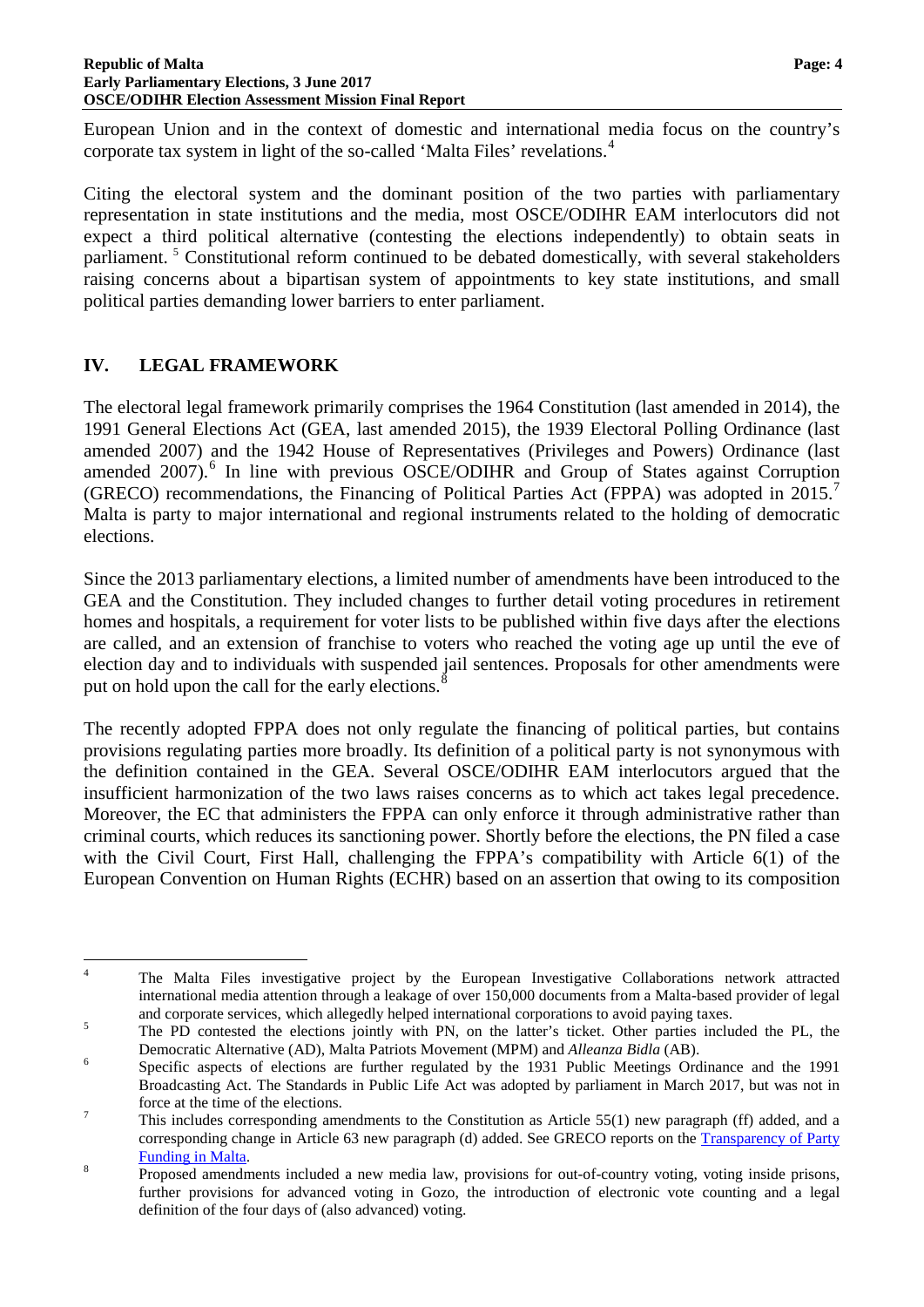European Union and in the context of domestic and international media focus on the country's corporate tax system in light of the so-called 'Malta Files' revelations.[4]

Citing the electoral system and the dominant position of the two parties with parliamentary representation in state institutions and the media, most OSCE/ODIHR EAM interlocutors did not expect a third political alternative (contesting the elections independently) to obtain seats in parliament.[5] Constitutional reform continued to be debated domestically, with several stakeholders raising concerns about a bipartisan system of appointments to key state institutions, and small political parties demanding lower barriers to enter parliament.

## IV. LEGAL FRAMEWORK

The electoral legal framework primarily comprises the 1964 Constitution (last amended in 2014), the 1991 General Elections Act (GEA, last amended 2015), the 1939 Electoral Polling Ordinance (last amended 2007) and the 1942 House of Representatives (Privileges and Powers) Ordinance (last amended 2007).[6] In line with previous OSCE/ODIHR and Group of States against Corruption (GRECO) recommendations, the Financing of Political Parties Act (FPPA) was adopted in 2015.[7] Malta is party to major international and regional instruments related to the holding of democratic elections.

Since the 2013 parliamentary elections, a limited number of amendments have been introduced to the GEA and the Constitution. They included changes to further detail voting procedures in retirement homes and hospitals, a requirement for voter lists to be published within five days after the elections are called, and an extension of franchise to voters who reached the voting age up until the eve of election day and to individuals with suspended jail sentences. Proposals for other amendments were put on hold upon the call for the early elections.[8]

The recently adopted FPPA does not only regulate the financing of political parties, but contains provisions regulating parties more broadly. Its definition of a political party is not synonymous with the definition contained in the GEA. Several OSCE/ODIHR EAM interlocutors argued that the insufficient harmonization of the two laws raises concerns as to which act takes legal precedence. Moreover, the EC that administers the FPPA can only enforce it through administrative rather than criminal courts, which reduces its sanctioning power. Shortly before the elections, the PN filed a case with the Civil Court, First Hall, challenging the FPPA's compatibility with Article 6(1) of the European Convention on Human Rights (ECHR) based on an assertion that owing to its composition

---

[4] The Malta Files investigative project by the European Investigative Collaborations network attracted international media attention through a leakage of over 150,000 documents from a Malta-based provider of legal and corporate services, which allegedly helped international corporations to avoid paying taxes.

[5] The PD contested the elections jointly with PN, on the latter's ticket. Other parties included the PL, the Democratic Alternative (AD), Malta Patriots Movement (MPM) and *Alleanza Bidla* (AB).

[6] Specific aspects of elections are further regulated by the 1931 Public Meetings Ordinance and the 1991 Broadcasting Act. The Standards in Public Life Act was adopted by parliament in March 2017, but was not in force at the time of the elections.

[7] This includes corresponding amendments to the Constitution as Article 55(1) new paragraph (ff) added, and a corresponding change in Article 63 new paragraph (d) added. See GRECO reports on the Transparency of Party Funding in Malta.

[8] Proposed amendments included a new media law, provisions for out-of-country voting, voting inside prisons, further provisions for advanced voting in Gozo, the introduction of electronic vote counting and a legal definition of the four days of (also advanced) voting.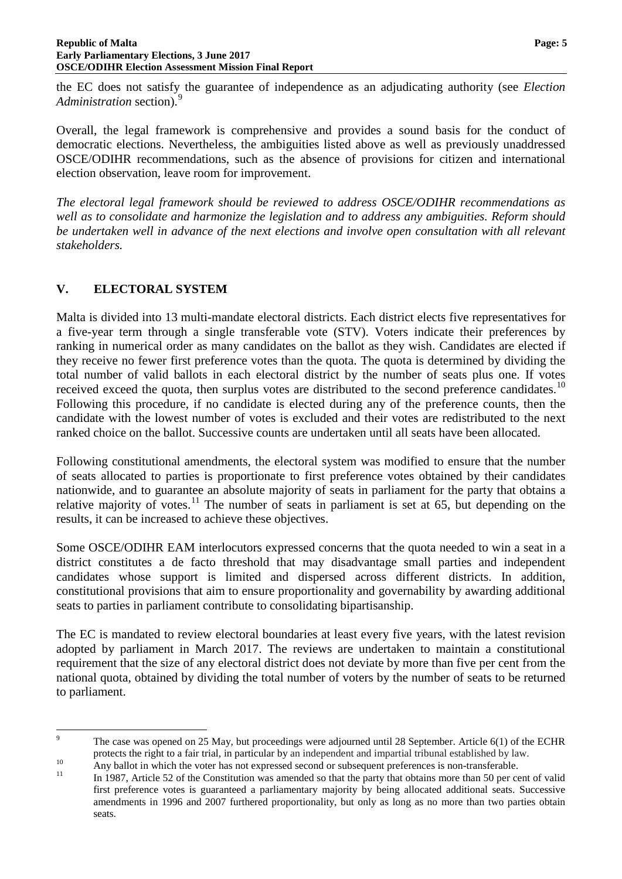the EC does not satisfy the guarantee of independence as an adjudicating authority (see *Election Administration* section).[9]

Overall, the legal framework is comprehensive and provides a sound basis for the conduct of democratic elections. Nevertheless, the ambiguities listed above as well as previously unaddressed OSCE/ODIHR recommendations, such as the absence of provisions for citizen and international election observation, leave room for improvement.

*The electoral legal framework should be reviewed to address OSCE/ODIHR recommendations as well as to consolidate and harmonize the legislation and to address any ambiguities. Reform should be undertaken well in advance of the next elections and involve open consultation with all relevant stakeholders.*

## V. ELECTORAL SYSTEM

Malta is divided into 13 multi-mandate electoral districts. Each district elects five representatives for a five-year term through a single transferable vote (STV). Voters indicate their preferences by ranking in numerical order as many candidates on the ballot as they wish. Candidates are elected if they receive no fewer first preference votes than the quota. The quota is determined by dividing the total number of valid ballots in each electoral district by the number of seats plus one. If votes received exceed the quota, then surplus votes are distributed to the second preference candidates.[10] Following this procedure, if no candidate is elected during any of the preference counts, then the candidate with the lowest number of votes is excluded and their votes are redistributed to the next ranked choice on the ballot. Successive counts are undertaken until all seats have been allocated.

Following constitutional amendments, the electoral system was modified to ensure that the number of seats allocated to parties is proportionate to first preference votes obtained by their candidates nationwide, and to guarantee an absolute majority of seats in parliament for the party that obtains a relative majority of votes.[11] The number of seats in parliament is set at 65, but depending on the results, it can be increased to achieve these objectives.

Some OSCE/ODIHR EAM interlocutors expressed concerns that the quota needed to win a seat in a district constitutes a de facto threshold that may disadvantage small parties and independent candidates whose support is limited and dispersed across different districts. In addition, constitutional provisions that aim to ensure proportionality and governability by awarding additional seats to parties in parliament contribute to consolidating bipartisanship.

The EC is mandated to review electoral boundaries at least every five years, with the latest revision adopted by parliament in March 2017. The reviews are undertaken to maintain a constitutional requirement that the size of any electoral district does not deviate by more than five per cent from the national quota, obtained by dividing the total number of voters by the number of seats to be returned to parliament.

---

[9] The case was opened on 25 May, but proceedings were adjourned until 28 September. Article 6(1) of the ECHR protects the right to a fair trial, in particular by an independent and impartial tribunal established by law.

[10] Any ballot in which the voter has not expressed second or subsequent preferences is non-transferable.

[11] In 1987, Article 52 of the Constitution was amended so that the party that obtains more than 50 per cent of valid first preference votes is guaranteed a parliamentary majority by being allocated additional seats. Successive amendments in 1996 and 2007 furthered proportionality, but only as long as no more than two parties obtain seats.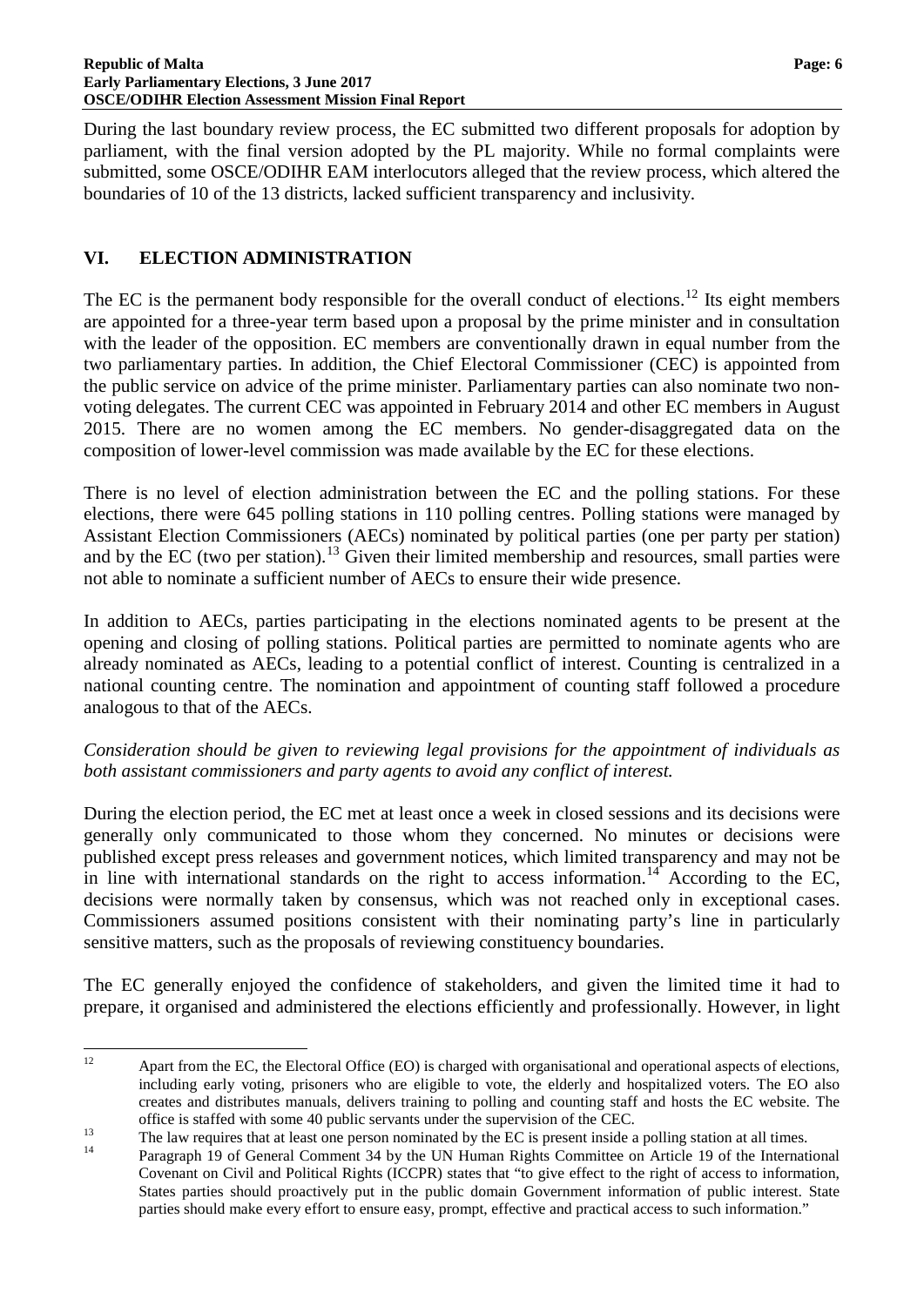During the last boundary review process, the EC submitted two different proposals for adoption by parliament, with the final version adopted by the PL majority. While no formal complaints were submitted, some OSCE/ODIHR EAM interlocutors alleged that the review process, which altered the boundaries of 10 of the 13 districts, lacked sufficient transparency and inclusivity.

## VI. ELECTION ADMINISTRATION

The EC is the permanent body responsible for the overall conduct of elections.[12] Its eight members are appointed for a three-year term based upon a proposal by the prime minister and in consultation with the leader of the opposition. EC members are conventionally drawn in equal number from the two parliamentary parties. In addition, the Chief Electoral Commissioner (CEC) is appointed from the public service on advice of the prime minister. Parliamentary parties can also nominate two non-voting delegates. The current CEC was appointed in February 2014 and other EC members in August 2015. There are no women among the EC members. No gender-disaggregated data on the composition of lower-level commission was made available by the EC for these elections.

There is no level of election administration between the EC and the polling stations. For these elections, there were 645 polling stations in 110 polling centres. Polling stations were managed by Assistant Election Commissioners (AECs) nominated by political parties (one per party per station) and by the EC (two per station).[13] Given their limited membership and resources, small parties were not able to nominate a sufficient number of AECs to ensure their wide presence.

In addition to AECs, parties participating in the elections nominated agents to be present at the opening and closing of polling stations. Political parties are permitted to nominate agents who are already nominated as AECs, leading to a potential conflict of interest. Counting is centralized in a national counting centre. The nomination and appointment of counting staff followed a procedure analogous to that of the AECs.

*Consideration should be given to reviewing legal provisions for the appointment of individuals as both assistant commissioners and party agents to avoid any conflict of interest.*

During the election period, the EC met at least once a week in closed sessions and its decisions were generally only communicated to those whom they concerned. No minutes or decisions were published except press releases and government notices, which limited transparency and may not be in line with international standards on the right to access information.[14] According to the EC, decisions were normally taken by consensus, which was not reached only in exceptional cases. Commissioners assumed positions consistent with their nominating party's line in particularly sensitive matters, such as the proposals of reviewing constituency boundaries.

The EC generally enjoyed the confidence of stakeholders, and given the limited time it had to prepare, it organised and administered the elections efficiently and professionally. However, in light

---

[12] Apart from the EC, the Electoral Office (EO) is charged with organisational and operational aspects of elections, including early voting, prisoners who are eligible to vote, the elderly and hospitalized voters. The EO also creates and distributes manuals, delivers training to polling and counting staff and hosts the EC website. The office is staffed with some 40 public servants under the supervision of the CEC.

[13] The law requires that at least one person nominated by the EC is present inside a polling station at all times.

[14] Paragraph 19 of General Comment 34 by the UN Human Rights Committee on Article 19 of the International Covenant on Civil and Political Rights (ICCPR) states that "to give effect to the right of access to information, States parties should proactively put in the public domain Government information of public interest. State parties should make every effort to ensure easy, prompt, effective and practical access to such information."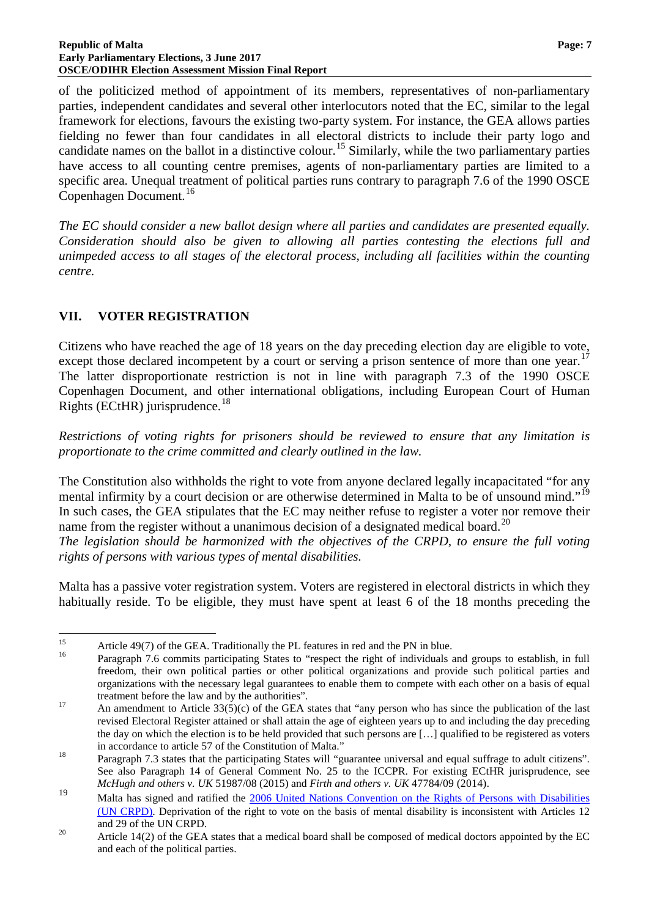of the politicized method of appointment of its members, representatives of non-parliamentary parties, independent candidates and several other interlocutors noted that the EC, similar to the legal framework for elections, favours the existing two-party system. For instance, the GEA allows parties fielding no fewer than four candidates in all electoral districts to include their party logo and candidate names on the ballot in a distinctive colour.[15] Similarly, while the two parliamentary parties have access to all counting centre premises, agents of non-parliamentary parties are limited to a specific area. Unequal treatment of political parties runs contrary to paragraph 7.6 of the 1990 OSCE Copenhagen Document.[16]

*The EC should consider a new ballot design where all parties and candidates are presented equally. Consideration should also be given to allowing all parties contesting the elections full and unimpeded access to all stages of the electoral process, including all facilities within the counting centre.*

## VII. VOTER REGISTRATION

Citizens who have reached the age of 18 years on the day preceding election day are eligible to vote, except those declared incompetent by a court or serving a prison sentence of more than one year.[17] The latter disproportionate restriction is not in line with paragraph 7.3 of the 1990 OSCE Copenhagen Document, and other international obligations, including European Court of Human Rights (ECtHR) jurisprudence.[18]

*Restrictions of voting rights for prisoners should be reviewed to ensure that any limitation is proportionate to the crime committed and clearly outlined in the law.*

The Constitution also withholds the right to vote from anyone declared legally incapacitated "for any mental infirmity by a court decision or are otherwise determined in Malta to be of unsound mind."[19] In such cases, the GEA stipulates that the EC may neither refuse to register a voter nor remove their name from the register without a unanimous decision of a designated medical board.[20]
*The legislation should be harmonized with the objectives of the CRPD, to ensure the full voting rights of persons with various types of mental disabilities.*

Malta has a passive voter registration system. Voters are registered in electoral districts in which they habitually reside. To be eligible, they must have spent at least 6 of the 18 months preceding the

---

[15] Article 49(7) of the GEA. Traditionally the PL features in red and the PN in blue.

[16] Paragraph 7.6 commits participating States to "respect the right of individuals and groups to establish, in full freedom, their own political parties or other political organizations and provide such political parties and organizations with the necessary legal guarantees to enable them to compete with each other on a basis of equal treatment before the law and by the authorities".

[17] An amendment to Article 33(5)(c) of the GEA states that "any person who has since the publication of the last revised Electoral Register attained or shall attain the age of eighteen years up to and including the day preceding the day on which the election is to be held provided that such persons are […] qualified to be registered as voters in accordance to article 57 of the Constitution of Malta."

[18] Paragraph 7.3 states that the participating States will "guarantee universal and equal suffrage to adult citizens". See also Paragraph 14 of General Comment No. 25 to the ICCPR. For existing ECtHR jurisprudence, see *McHugh and others v. UK* 51987/08 (2015) and *Firth and others v. UK* 47784/09 (2014).

[19] Malta has signed and ratified the 2006 United Nations Convention on the Rights of Persons with Disabilities (UN CRPD). Deprivation of the right to vote on the basis of mental disability is inconsistent with Articles 12 and 29 of the UN CRPD.

[20] Article 14(2) of the GEA states that a medical board shall be composed of medical doctors appointed by the EC and each of the political parties.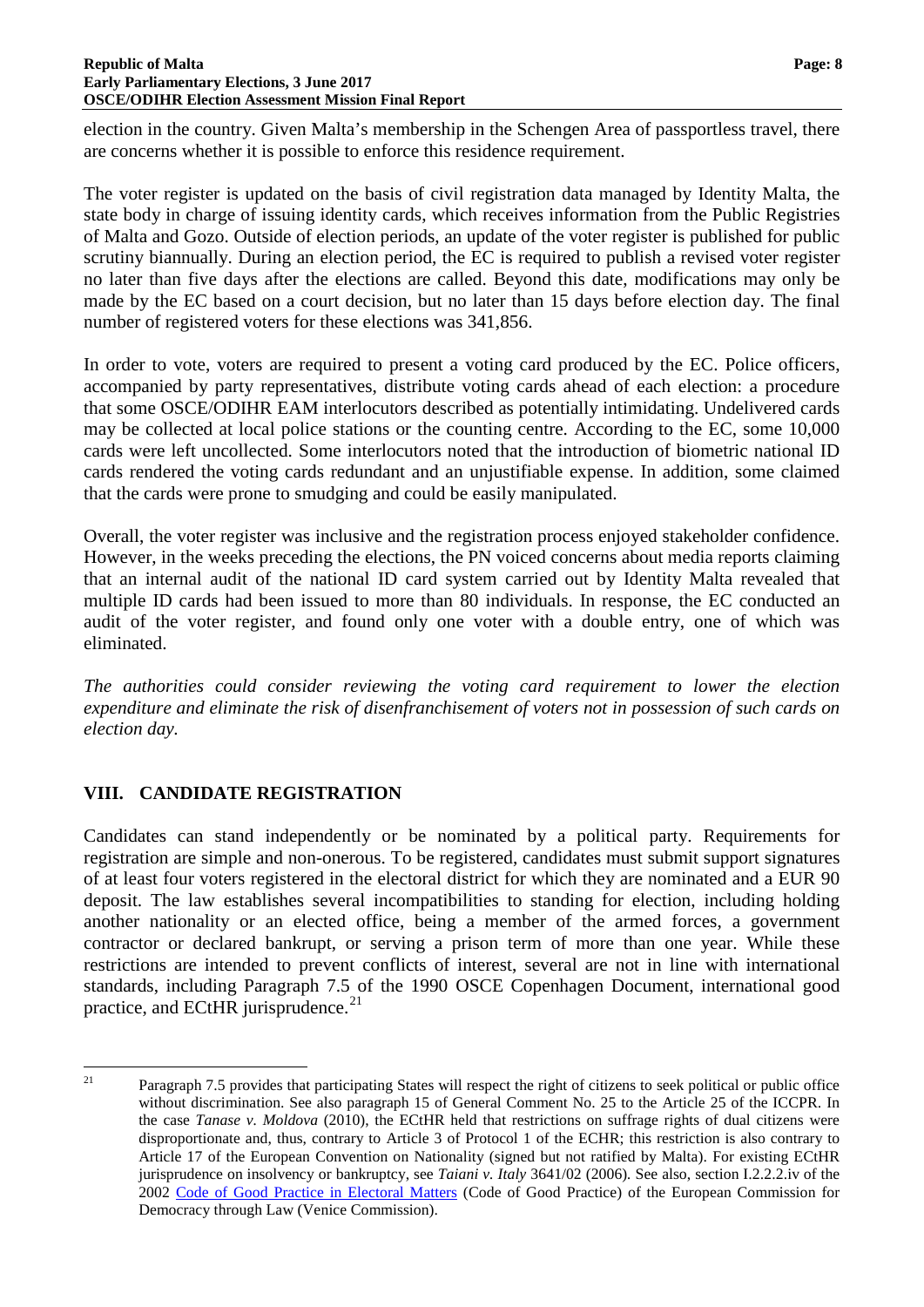election in the country. Given Malta's membership in the Schengen Area of passportless travel, there are concerns whether it is possible to enforce this residence requirement.

The voter register is updated on the basis of civil registration data managed by Identity Malta, the state body in charge of issuing identity cards, which receives information from the Public Registries of Malta and Gozo. Outside of election periods, an update of the voter register is published for public scrutiny biannually. During an election period, the EC is required to publish a revised voter register no later than five days after the elections are called. Beyond this date, modifications may only be made by the EC based on a court decision, but no later than 15 days before election day. The final number of registered voters for these elections was 341,856.

In order to vote, voters are required to present a voting card produced by the EC. Police officers, accompanied by party representatives, distribute voting cards ahead of each election: a procedure that some OSCE/ODIHR EAM interlocutors described as potentially intimidating. Undelivered cards may be collected at local police stations or the counting centre. According to the EC, some 10,000 cards were left uncollected. Some interlocutors noted that the introduction of biometric national ID cards rendered the voting cards redundant and an unjustifiable expense. In addition, some claimed that the cards were prone to smudging and could be easily manipulated.

Overall, the voter register was inclusive and the registration process enjoyed stakeholder confidence. However, in the weeks preceding the elections, the PN voiced concerns about media reports claiming that an internal audit of the national ID card system carried out by Identity Malta revealed that multiple ID cards had been issued to more than 80 individuals. In response, the EC conducted an audit of the voter register, and found only one voter with a double entry, one of which was eliminated.

*The authorities could consider reviewing the voting card requirement to lower the election expenditure and eliminate the risk of disenfranchisement of voters not in possession of such cards on election day.*

## VIII. CANDIDATE REGISTRATION

Candidates can stand independently or be nominated by a political party. Requirements for registration are simple and non-onerous. To be registered, candidates must submit support signatures of at least four voters registered in the electoral district for which they are nominated and a EUR 90 deposit. The law establishes several incompatibilities to standing for election, including holding another nationality or an elected office, being a member of the armed forces, a government contractor or declared bankrupt, or serving a prison term of more than one year. While these restrictions are intended to prevent conflicts of interest, several are not in line with international standards, including Paragraph 7.5 of the 1990 OSCE Copenhagen Document, international good practice, and ECtHR jurisprudence.[21]

---

[21] Paragraph 7.5 provides that participating States will respect the right of citizens to seek political or public office without discrimination. See also paragraph 15 of General Comment No. 25 to the Article 25 of the ICCPR. In the case *Tanase v. Moldova* (2010), the ECtHR held that restrictions on suffrage rights of dual citizens were disproportionate and, thus, contrary to Article 3 of Protocol 1 of the ECHR; this restriction is also contrary to Article 17 of the European Convention on Nationality (signed but not ratified by Malta). For existing ECtHR jurisprudence on insolvency or bankruptcy, see *Taiani v. Italy* 3641/02 (2006). See also, section I.2.2.2.iv of the 2002 Code of Good Practice in Electoral Matters (Code of Good Practice) of the European Commission for Democracy through Law (Venice Commission).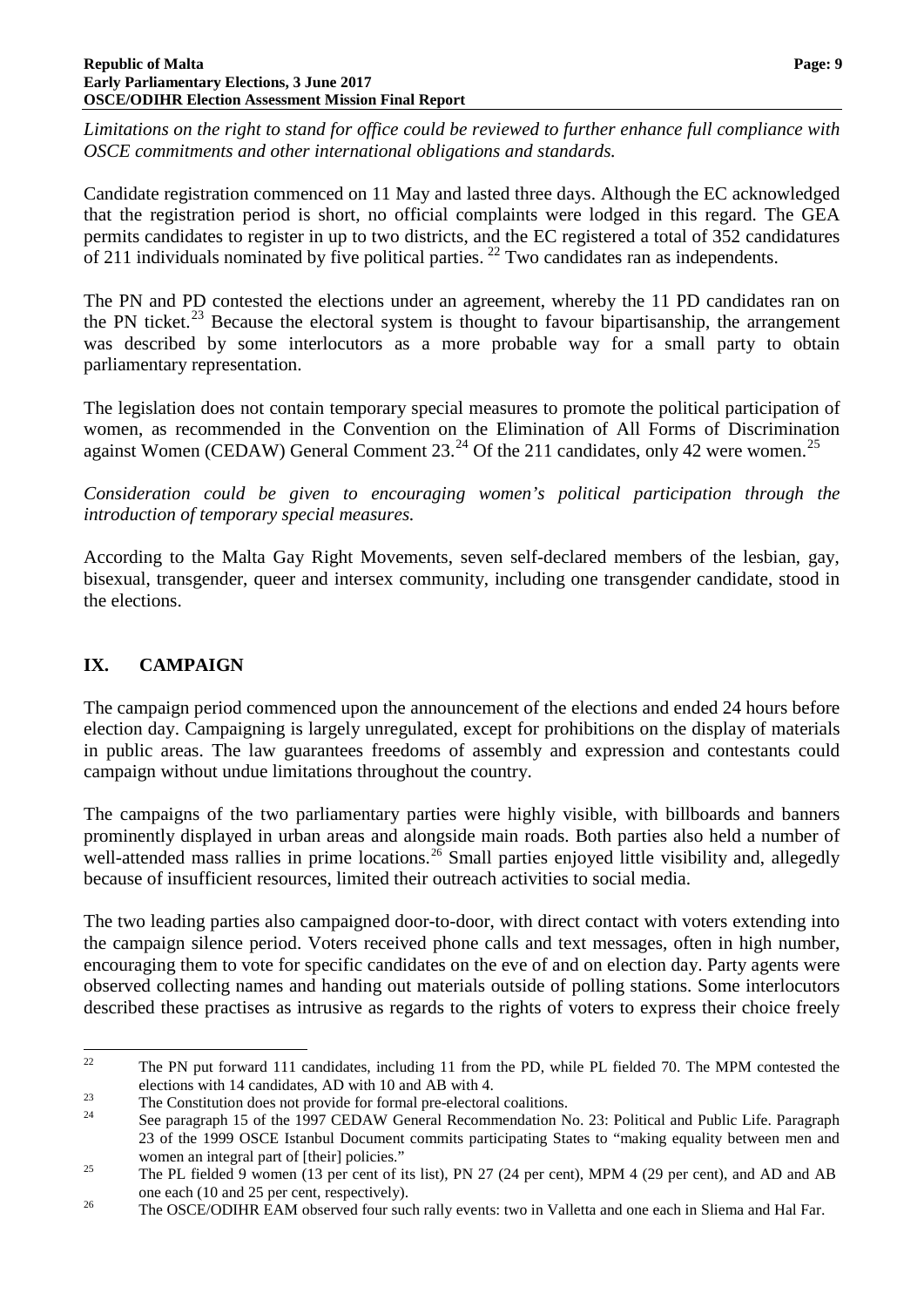*Limitations on the right to stand for office could be reviewed to further enhance full compliance with OSCE commitments and other international obligations and standards.*

Candidate registration commenced on 11 May and lasted three days. Although the EC acknowledged that the registration period is short, no official complaints were lodged in this regard. The GEA permits candidates to register in up to two districts, and the EC registered a total of 352 candidatures of 211 individuals nominated by five political parties. [22] Two candidates ran as independents.

The PN and PD contested the elections under an agreement, whereby the 11 PD candidates ran on the PN ticket.[23] Because the electoral system is thought to favour bipartisanship, the arrangement was described by some interlocutors as a more probable way for a small party to obtain parliamentary representation.

The legislation does not contain temporary special measures to promote the political participation of women, as recommended in the Convention on the Elimination of All Forms of Discrimination against Women (CEDAW) General Comment 23.[24] Of the 211 candidates, only 42 were women.[25]

*Consideration could be given to encouraging women's political participation through the introduction of temporary special measures.*

According to the Malta Gay Right Movements, seven self-declared members of the lesbian, gay, bisexual, transgender, queer and intersex community, including one transgender candidate, stood in the elections.

## IX. CAMPAIGN

The campaign period commenced upon the announcement of the elections and ended 24 hours before election day. Campaigning is largely unregulated, except for prohibitions on the display of materials in public areas. The law guarantees freedoms of assembly and expression and contestants could campaign without undue limitations throughout the country.

The campaigns of the two parliamentary parties were highly visible, with billboards and banners prominently displayed in urban areas and alongside main roads. Both parties also held a number of well-attended mass rallies in prime locations.[26] Small parties enjoyed little visibility and, allegedly because of insufficient resources, limited their outreach activities to social media.

The two leading parties also campaigned door-to-door, with direct contact with voters extending into the campaign silence period. Voters received phone calls and text messages, often in high number, encouraging them to vote for specific candidates on the eve of and on election day. Party agents were observed collecting names and handing out materials outside of polling stations. Some interlocutors described these practises as intrusive as regards to the rights of voters to express their choice freely

---

[22] The PN put forward 111 candidates, including 11 from the PD, while PL fielded 70. The MPM contested the elections with 14 candidates, AD with 10 and AB with 4.

[23] The Constitution does not provide for formal pre-electoral coalitions.

[24] See paragraph 15 of the 1997 CEDAW General Recommendation No. 23: Political and Public Life. Paragraph 23 of the 1999 OSCE Istanbul Document commits participating States to "making equality between men and women an integral part of [their] policies."

[25] The PL fielded 9 women (13 per cent of its list), PN 27 (24 per cent), MPM 4 (29 per cent), and AD and AB one each (10 and 25 per cent, respectively).

[26] The OSCE/ODIHR EAM observed four such rally events: two in Valletta and one each in Sliema and Hal Far.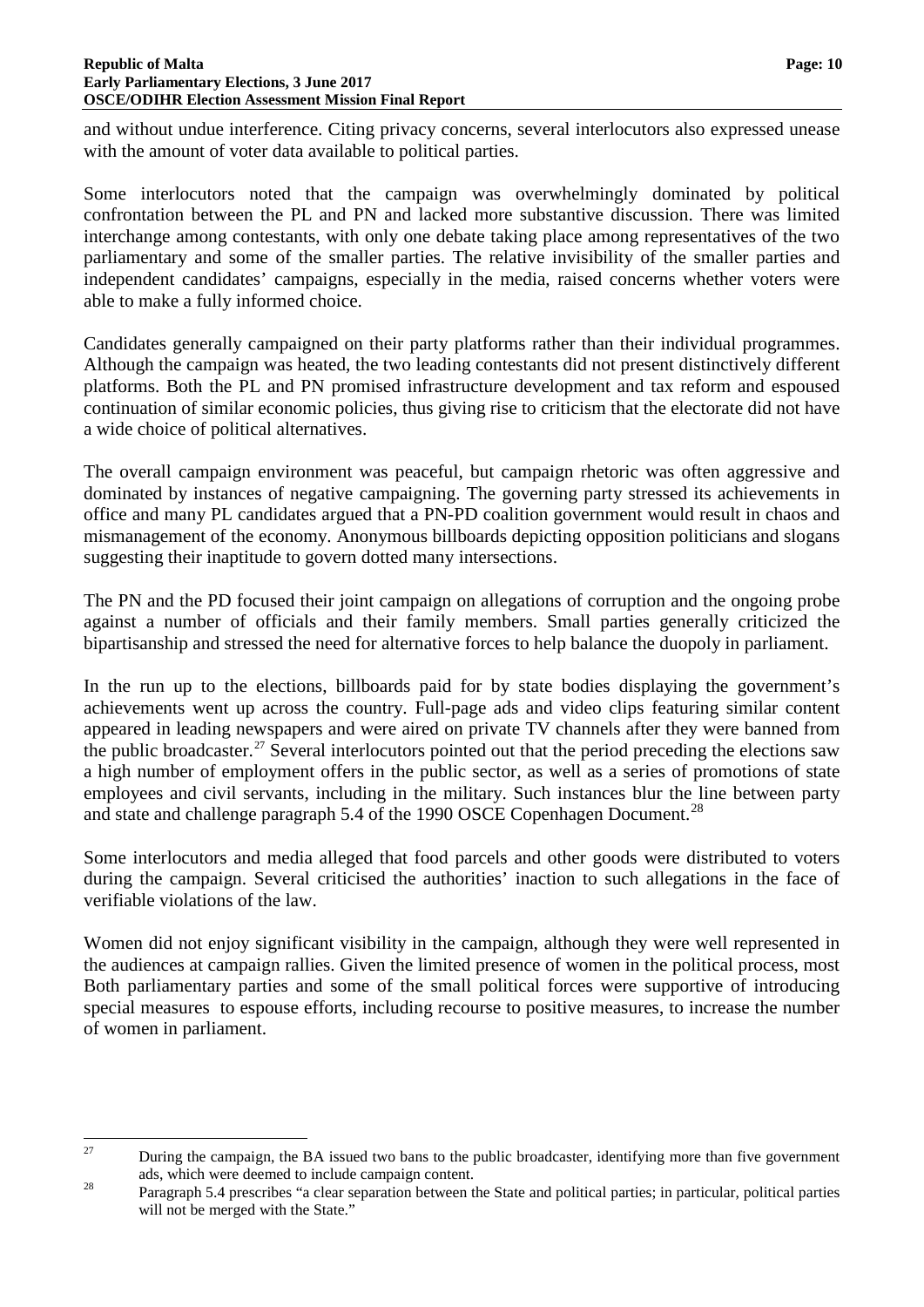and without undue interference. Citing privacy concerns, several interlocutors also expressed unease with the amount of voter data available to political parties.

Some interlocutors noted that the campaign was overwhelmingly dominated by political confrontation between the PL and PN and lacked more substantive discussion. There was limited interchange among contestants, with only one debate taking place among representatives of the two parliamentary and some of the smaller parties. The relative invisibility of the smaller parties and independent candidates' campaigns, especially in the media, raised concerns whether voters were able to make a fully informed choice.

Candidates generally campaigned on their party platforms rather than their individual programmes. Although the campaign was heated, the two leading contestants did not present distinctively different platforms. Both the PL and PN promised infrastructure development and tax reform and espoused continuation of similar economic policies, thus giving rise to criticism that the electorate did not have a wide choice of political alternatives.

The overall campaign environment was peaceful, but campaign rhetoric was often aggressive and dominated by instances of negative campaigning. The governing party stressed its achievements in office and many PL candidates argued that a PN-PD coalition government would result in chaos and mismanagement of the economy. Anonymous billboards depicting opposition politicians and slogans suggesting their inaptitude to govern dotted many intersections.

The PN and the PD focused their joint campaign on allegations of corruption and the ongoing probe against a number of officials and their family members. Small parties generally criticized the bipartisanship and stressed the need for alternative forces to help balance the duopoly in parliament.

In the run up to the elections, billboards paid for by state bodies displaying the government's achievements went up across the country. Full-page ads and video clips featuring similar content appeared in leading newspapers and were aired on private TV channels after they were banned from the public broadcaster.[27] Several interlocutors pointed out that the period preceding the elections saw a high number of employment offers in the public sector, as well as a series of promotions of state employees and civil servants, including in the military. Such instances blur the line between party and state and challenge paragraph 5.4 of the 1990 OSCE Copenhagen Document.[28]

Some interlocutors and media alleged that food parcels and other goods were distributed to voters during the campaign. Several criticised the authorities' inaction to such allegations in the face of verifiable violations of the law.

Women did not enjoy significant visibility in the campaign, although they were well represented in the audiences at campaign rallies. Given the limited presence of women in the political process, most Both parliamentary parties and some of the small political forces were supportive of introducing special measures to espouse efforts, including recourse to positive measures, to increase the number of women in parliament.

---

[27] During the campaign, the BA issued two bans to the public broadcaster, identifying more than five government ads, which were deemed to include campaign content.

[28] Paragraph 5.4 prescribes "a clear separation between the State and political parties; in particular, political parties will not be merged with the State."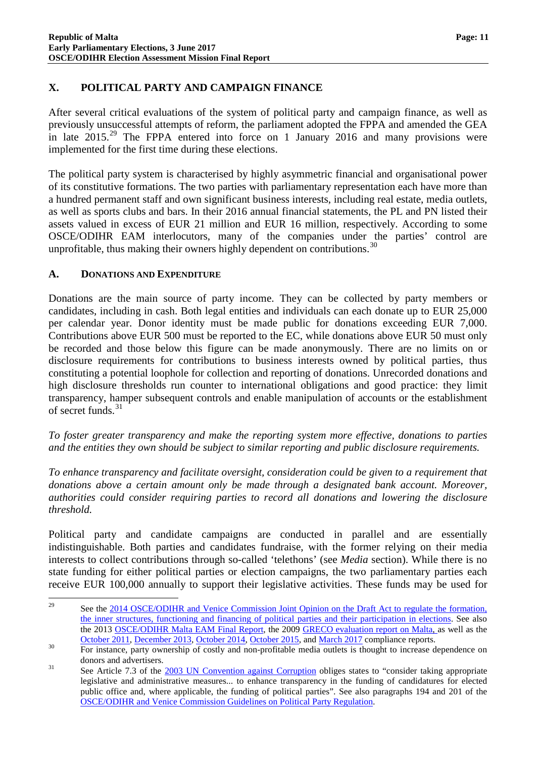## X. POLITICAL PARTY AND CAMPAIGN FINANCE

After several critical evaluations of the system of political party and campaign finance, as well as previously unsuccessful attempts of reform, the parliament adopted the FPPA and amended the GEA in late 2015.[29] The FPPA entered into force on 1 January 2016 and many provisions were implemented for the first time during these elections.

The political party system is characterised by highly asymmetric financial and organisational power of its constitutive formations. The two parties with parliamentary representation each have more than a hundred permanent staff and own significant business interests, including real estate, media outlets, as well as sports clubs and bars. In their 2016 annual financial statements, the PL and PN listed their assets valued in excess of EUR 21 million and EUR 16 million, respectively. According to some OSCE/ODIHR EAM interlocutors, many of the companies under the parties' control are unprofitable, thus making their owners highly dependent on contributions.[30]

### A. DONATIONS AND EXPENDITURE

Donations are the main source of party income. They can be collected by party members or candidates, including in cash. Both legal entities and individuals can each donate up to EUR 25,000 per calendar year. Donor identity must be made public for donations exceeding EUR 7,000. Contributions above EUR 500 must be reported to the EC, while donations above EUR 50 must only be recorded and those below this figure can be made anonymously. There are no limits on or disclosure requirements for contributions to business interests owned by political parties, thus constituting a potential loophole for collection and reporting of donations. Unrecorded donations and high disclosure thresholds run counter to international obligations and good practice: they limit transparency, hamper subsequent controls and enable manipulation of accounts or the establishment of secret funds.[31]

*To foster greater transparency and make the reporting system more effective, donations to parties and the entities they own should be subject to similar reporting and public disclosure requirements.*

*To enhance transparency and facilitate oversight, consideration could be given to a requirement that donations above a certain amount only be made through a designated bank account. Moreover, authorities could consider requiring parties to record all donations and lowering the disclosure threshold.*

Political party and candidate campaigns are conducted in parallel and are essentially indistinguishable. Both parties and candidates fundraise, with the former relying on their media interests to collect contributions through so-called 'telethons' (see *Media* section). While there is no state funding for either political parties or election campaigns, the two parliamentary parties each receive EUR 100,000 annually to support their legislative activities. These funds may be used for

---

[29] See the 2014 OSCE/ODIHR and Venice Commission Joint Opinion on the Draft Act to regulate the formation, the inner structures, functioning and financing of political parties and their participation in elections. See also the 2013 OSCE/ODIHR Malta EAM Final Report, the 2009 GRECO evaluation report on Malta, as well as the October 2011, December 2013, October 2014, October 2015, and March 2017 compliance reports.

[30] For instance, party ownership of costly and non-profitable media outlets is thought to increase dependence on donors and advertisers.

[31] See Article 7.3 of the 2003 UN Convention against Corruption obliges states to "consider taking appropriate legislative and administrative measures... to enhance transparency in the funding of candidatures for elected public office and, where applicable, the funding of political parties". See also paragraphs 194 and 201 of the OSCE/ODIHR and Venice Commission Guidelines on Political Party Regulation.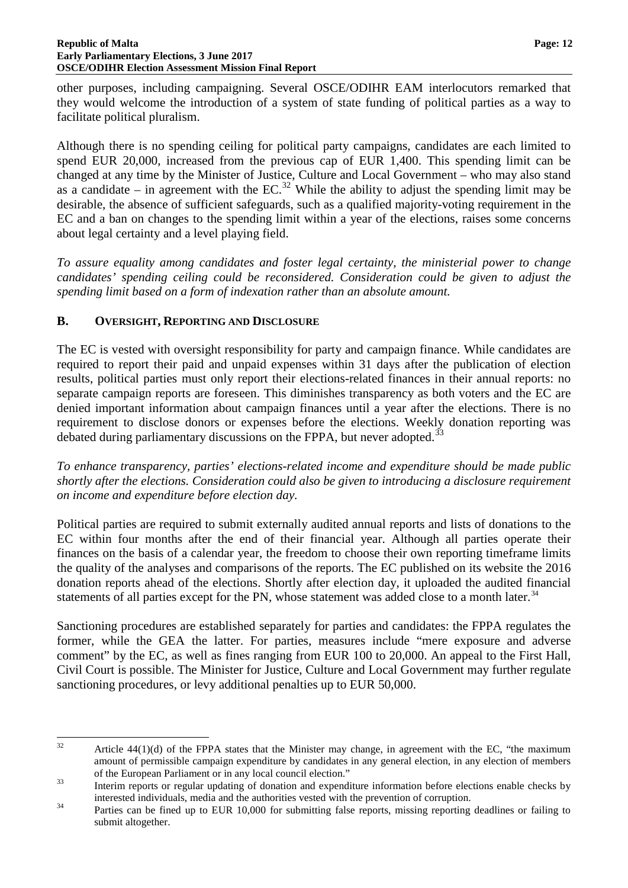other purposes, including campaigning. Several OSCE/ODIHR EAM interlocutors remarked that they would welcome the introduction of a system of state funding of political parties as a way to facilitate political pluralism.

Although there is no spending ceiling for political party campaigns, candidates are each limited to spend EUR 20,000, increased from the previous cap of EUR 1,400. This spending limit can be changed at any time by the Minister of Justice, Culture and Local Government – who may also stand as a candidate – in agreement with the EC.[32] While the ability to adjust the spending limit may be desirable, the absence of sufficient safeguards, such as a qualified majority-voting requirement in the EC and a ban on changes to the spending limit within a year of the elections, raises some concerns about legal certainty and a level playing field.

*To assure equality among candidates and foster legal certainty, the ministerial power to change candidates' spending ceiling could be reconsidered. Consideration could be given to adjust the spending limit based on a form of indexation rather than an absolute amount.*

## B. Oversight, Reporting and Disclosure

The EC is vested with oversight responsibility for party and campaign finance. While candidates are required to report their paid and unpaid expenses within 31 days after the publication of election results, political parties must only report their elections-related finances in their annual reports: no separate campaign reports are foreseen. This diminishes transparency as both voters and the EC are denied important information about campaign finances until a year after the elections. There is no requirement to disclose donors or expenses before the elections. Weekly donation reporting was debated during parliamentary discussions on the FPPA, but never adopted.[33]

*To enhance transparency, parties' elections-related income and expenditure should be made public shortly after the elections. Consideration could also be given to introducing a disclosure requirement on income and expenditure before election day.*

Political parties are required to submit externally audited annual reports and lists of donations to the EC within four months after the end of their financial year. Although all parties operate their finances on the basis of a calendar year, the freedom to choose their own reporting timeframe limits the quality of the analyses and comparisons of the reports. The EC published on its website the 2016 donation reports ahead of the elections. Shortly after election day, it uploaded the audited financial statements of all parties except for the PN, whose statement was added close to a month later.[34]

Sanctioning procedures are established separately for parties and candidates: the FPPA regulates the former, while the GEA the latter. For parties, measures include "mere exposure and adverse comment" by the EC, as well as fines ranging from EUR 100 to 20,000. An appeal to the First Hall, Civil Court is possible. The Minister for Justice, Culture and Local Government may further regulate sanctioning procedures, or levy additional penalties up to EUR 50,000.

---

[32] Article 44(1)(d) of the FPPA states that the Minister may change, in agreement with the EC, "the maximum amount of permissible campaign expenditure by candidates in any general election, in any election of members of the European Parliament or in any local council election."

[33] Interim reports or regular updating of donation and expenditure information before elections enable checks by interested individuals, media and the authorities vested with the prevention of corruption.

[34] Parties can be fined up to EUR 10,000 for submitting false reports, missing reporting deadlines or failing to submit altogether.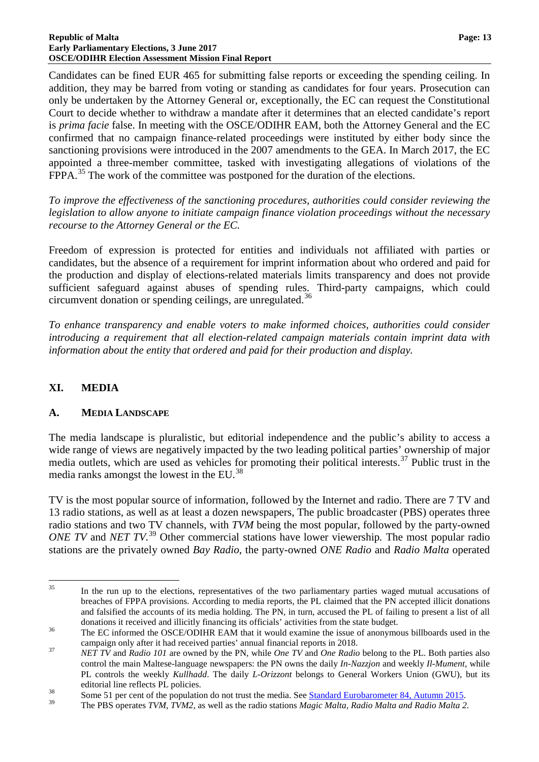Candidates can be fined EUR 465 for submitting false reports or exceeding the spending ceiling. In addition, they may be barred from voting or standing as candidates for four years. Prosecution can only be undertaken by the Attorney General or, exceptionally, the EC can request the Constitutional Court to decide whether to withdraw a mandate after it determines that an elected candidate's report is *prima facie* false. In meeting with the OSCE/ODIHR EAM, both the Attorney General and the EC confirmed that no campaign finance-related proceedings were instituted by either body since the sanctioning provisions were introduced in the 2007 amendments to the GEA. In March 2017, the EC appointed a three-member committee, tasked with investigating allegations of violations of the FPPA.[35] The work of the committee was postponed for the duration of the elections.

*To improve the effectiveness of the sanctioning procedures, authorities could consider reviewing the legislation to allow anyone to initiate campaign finance violation proceedings without the necessary recourse to the Attorney General or the EC.*

Freedom of expression is protected for entities and individuals not affiliated with parties or candidates, but the absence of a requirement for imprint information about who ordered and paid for the production and display of elections-related materials limits transparency and does not provide sufficient safeguard against abuses of spending rules. Third-party campaigns, which could circumvent donation or spending ceilings, are unregulated.[36]

*To enhance transparency and enable voters to make informed choices, authorities could consider introducing a requirement that all election-related campaign materials contain imprint data with information about the entity that ordered and paid for their production and display.*

## XI. MEDIA

### A. MEDIA LANDSCAPE

The media landscape is pluralistic, but editorial independence and the public's ability to access a wide range of views are negatively impacted by the two leading political parties' ownership of major media outlets, which are used as vehicles for promoting their political interests.[37] Public trust in the media ranks amongst the lowest in the EU.[38]

TV is the most popular source of information, followed by the Internet and radio. There are 7 TV and 13 radio stations, as well as at least a dozen newspapers, The public broadcaster (PBS) operates three radio stations and two TV channels, with *TVM* being the most popular, followed by the party-owned *ONE TV* and *NET TV*.[39] Other commercial stations have lower viewership. The most popular radio stations are the privately owned *Bay Radio*, the party-owned *ONE Radio* and *Radio Malta* operated

---

[35] In the run up to the elections, representatives of the two parliamentary parties waged mutual accusations of breaches of FPPA provisions. According to media reports, the PL claimed that the PN accepted illicit donations and falsified the accounts of its media holding. The PN, in turn, accused the PL of failing to present a list of all donations it received and illicitly financing its officials' activities from the state budget.

[36] The EC informed the OSCE/ODIHR EAM that it would examine the issue of anonymous billboards used in the campaign only after it had received parties' annual financial reports in 2018.

[37] *NET TV* and *Radio 101* are owned by the PN, while *One TV* and *One Radio* belong to the PL. Both parties also control the main Maltese-language newspapers: the PN owns the daily *In-Nazzjon* and weekly *Il-Mument*, while PL controls the weekly *Kullhadd*. The daily *L-Orizzont* belongs to General Workers Union (GWU), but its editorial line reflects PL policies.

[38] Some 51 per cent of the population do not trust the media. See Standard Eurobarometer 84, Autumn 2015.

[39] The PBS operates *TVM*, *TVM2*, as well as the radio stations *Magic Malta, Radio Malta and Radio Malta 2.*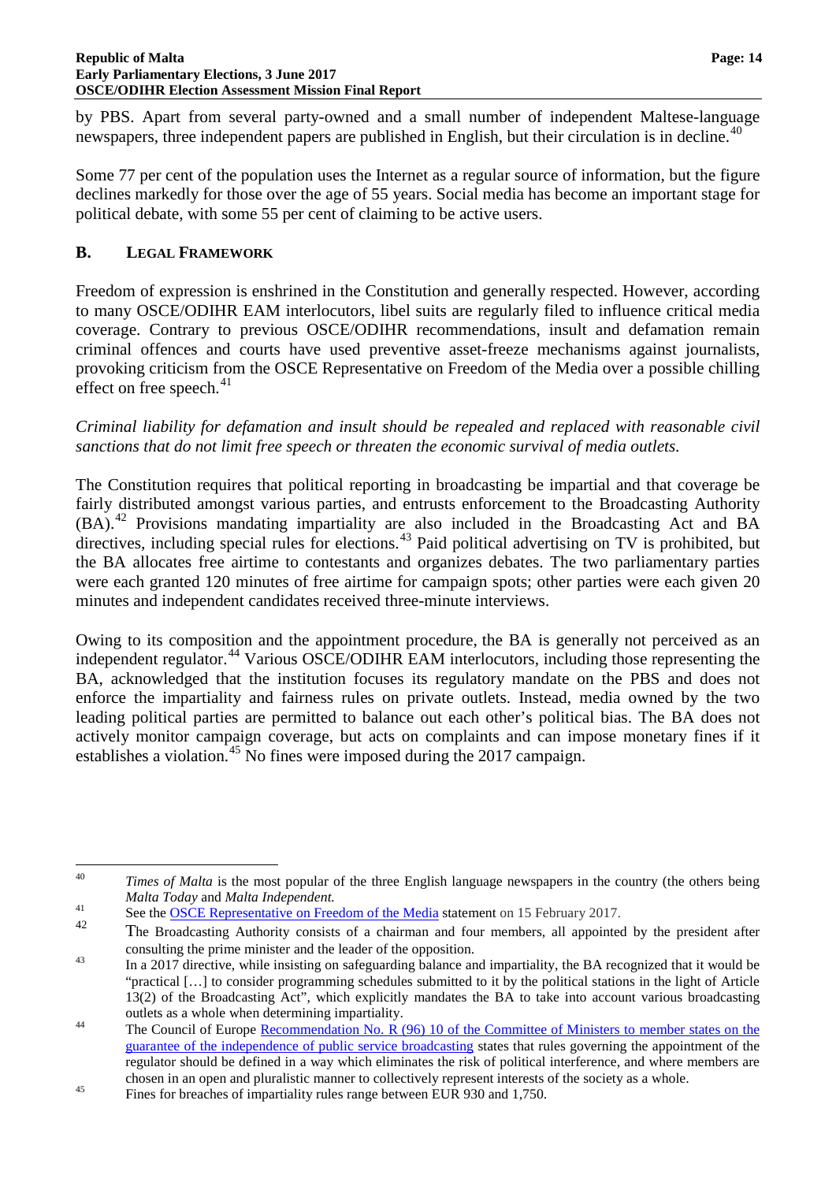by PBS. Apart from several party-owned and a small number of independent Maltese-language newspapers, three independent papers are published in English, but their circulation is in decline.[40]

Some 77 per cent of the population uses the Internet as a regular source of information, but the figure declines markedly for those over the age of 55 years. Social media has become an important stage for political debate, with some 55 per cent of claiming to be active users.

## B. LEGAL FRAMEWORK

Freedom of expression is enshrined in the Constitution and generally respected. However, according to many OSCE/ODIHR EAM interlocutors, libel suits are regularly filed to influence critical media coverage. Contrary to previous OSCE/ODIHR recommendations, insult and defamation remain criminal offences and courts have used preventive asset-freeze mechanisms against journalists, provoking criticism from the OSCE Representative on Freedom of the Media over a possible chilling effect on free speech.[41]

*Criminal liability for defamation and insult should be repealed and replaced with reasonable civil sanctions that do not limit free speech or threaten the economic survival of media outlets.*

The Constitution requires that political reporting in broadcasting be impartial and that coverage be fairly distributed amongst various parties, and entrusts enforcement to the Broadcasting Authority (BA).[42] Provisions mandating impartiality are also included in the Broadcasting Act and BA directives, including special rules for elections.[43] Paid political advertising on TV is prohibited, but the BA allocates free airtime to contestants and organizes debates. The two parliamentary parties were each granted 120 minutes of free airtime for campaign spots; other parties were each given 20 minutes and independent candidates received three-minute interviews.

Owing to its composition and the appointment procedure, the BA is generally not perceived as an independent regulator.[44] Various OSCE/ODIHR EAM interlocutors, including those representing the BA, acknowledged that the institution focuses its regulatory mandate on the PBS and does not enforce the impartiality and fairness rules on private outlets. Instead, media owned by the two leading political parties are permitted to balance out each other's political bias. The BA does not actively monitor campaign coverage, but acts on complaints and can impose monetary fines if it establishes a violation.[45] No fines were imposed during the 2017 campaign.

---

[40] *Times of Malta* is the most popular of the three English language newspapers in the country (the others being *Malta Today* and *Malta Independent.*

[41] See the OSCE Representative on Freedom of the Media statement on 15 February 2017.

[42] The Broadcasting Authority consists of a chairman and four members, all appointed by the president after consulting the prime minister and the leader of the opposition.

[43] In a 2017 directive, while insisting on safeguarding balance and impartiality, the BA recognized that it would be "practical […] to consider programming schedules submitted to it by the political stations in the light of Article 13(2) of the Broadcasting Act", which explicitly mandates the BA to take into account various broadcasting outlets as a whole when determining impartiality.

[44] The Council of Europe Recommendation No. R (96) 10 of the Committee of Ministers to member states on the guarantee of the independence of public service broadcasting states that rules governing the appointment of the regulator should be defined in a way which eliminates the risk of political interference, and where members are chosen in an open and pluralistic manner to collectively represent interests of the society as a whole.

[45] Fines for breaches of impartiality rules range between EUR 930 and 1,750.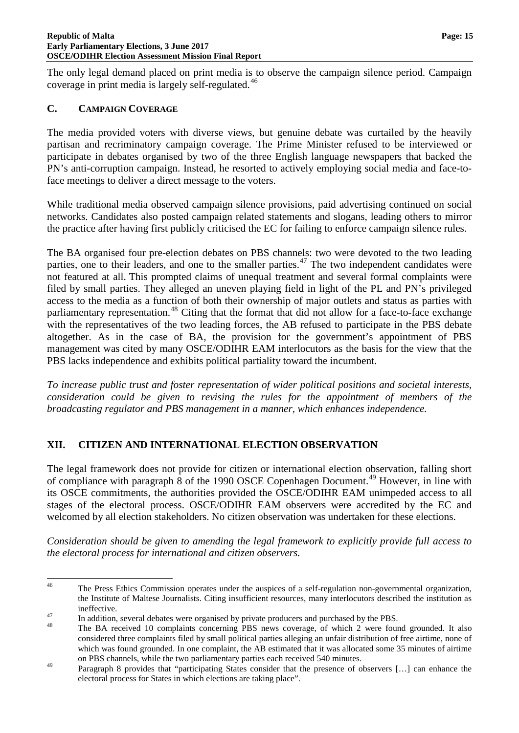The only legal demand placed on print media is to observe the campaign silence period. Campaign coverage in print media is largely self-regulated.[46]

### C. CAMPAIGN COVERAGE

The media provided voters with diverse views, but genuine debate was curtailed by the heavily partisan and recriminatory campaign coverage. The Prime Minister refused to be interviewed or participate in debates organised by two of the three English language newspapers that backed the PN's anti-corruption campaign. Instead, he resorted to actively employing social media and face-to-face meetings to deliver a direct message to the voters.

While traditional media observed campaign silence provisions, paid advertising continued on social networks. Candidates also posted campaign related statements and slogans, leading others to mirror the practice after having first publicly criticised the EC for failing to enforce campaign silence rules.

The BA organised four pre-election debates on PBS channels: two were devoted to the two leading parties, one to their leaders, and one to the smaller parties.[47] The two independent candidates were not featured at all. This prompted claims of unequal treatment and several formal complaints were filed by small parties. They alleged an uneven playing field in light of the PL and PN's privileged access to the media as a function of both their ownership of major outlets and status as parties with parliamentary representation.[48] Citing that the format that did not allow for a face-to-face exchange with the representatives of the two leading forces, the AB refused to participate in the PBS debate altogether. As in the case of BA, the provision for the government's appointment of PBS management was cited by many OSCE/ODIHR EAM interlocutors as the basis for the view that the PBS lacks independence and exhibits political partiality toward the incumbent.

*To increase public trust and foster representation of wider political positions and societal interests, consideration could be given to revising the rules for the appointment of members of the broadcasting regulator and PBS management in a manner, which enhances independence.*

## XII. CITIZEN AND INTERNATIONAL ELECTION OBSERVATION

The legal framework does not provide for citizen or international election observation, falling short of compliance with paragraph 8 of the 1990 OSCE Copenhagen Document.[49] However, in line with its OSCE commitments, the authorities provided the OSCE/ODIHR EAM unimpeded access to all stages of the electoral process. OSCE/ODIHR EAM observers were accredited by the EC and welcomed by all election stakeholders. No citizen observation was undertaken for these elections.

*Consideration should be given to amending the legal framework to explicitly provide full access to the electoral process for international and citizen observers.*

---

[46] The Press Ethics Commission operates under the auspices of a self-regulation non-governmental organization, the Institute of Maltese Journalists. Citing insufficient resources, many interlocutors described the institution as ineffective.

[47] In addition, several debates were organised by private producers and purchased by the PBS.

[48] The BA received 10 complaints concerning PBS news coverage, of which 2 were found grounded. It also considered three complaints filed by small political parties alleging an unfair distribution of free airtime, none of which was found grounded. In one complaint, the AB estimated that it was allocated some 35 minutes of airtime on PBS channels, while the two parliamentary parties each received 540 minutes.

[49] Paragraph 8 provides that "participating States consider that the presence of observers […] can enhance the electoral process for States in which elections are taking place".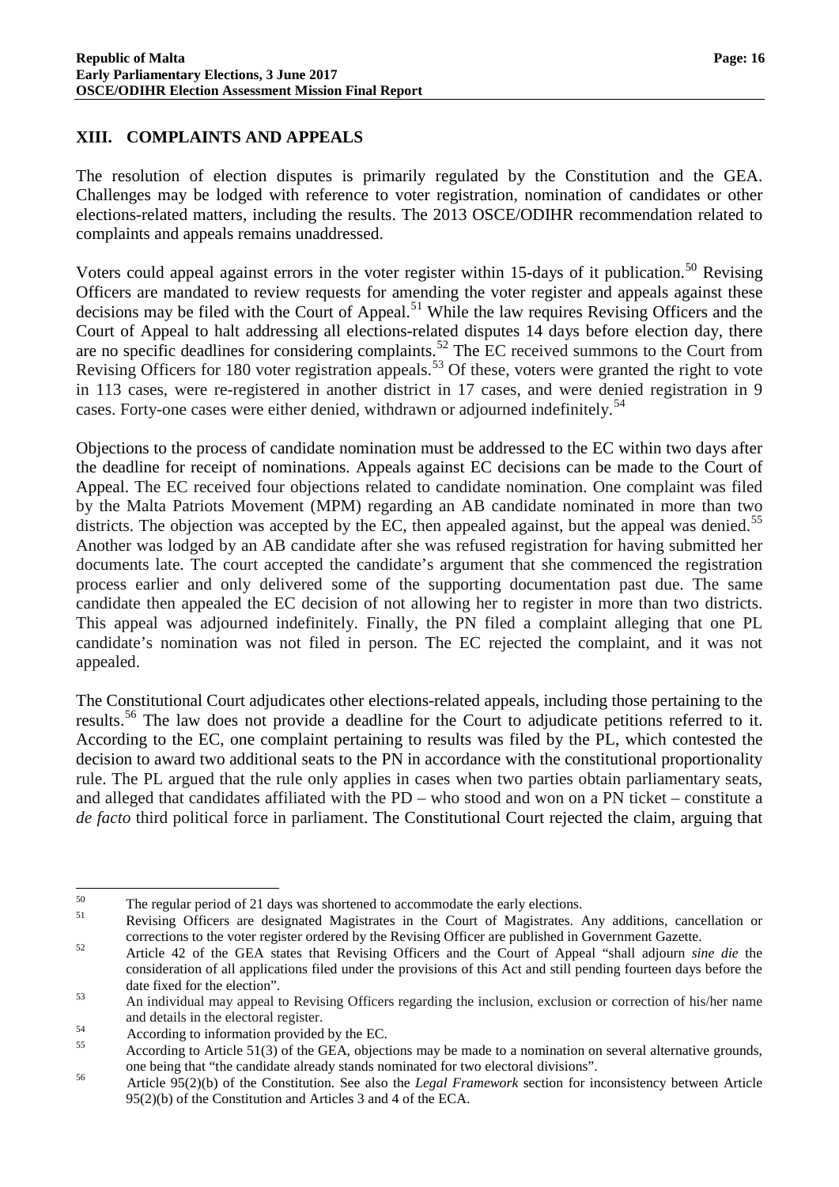## XIII. COMPLAINTS AND APPEALS

The resolution of election disputes is primarily regulated by the Constitution and the GEA. Challenges may be lodged with reference to voter registration, nomination of candidates or other elections-related matters, including the results. The 2013 OSCE/ODIHR recommendation related to complaints and appeals remains unaddressed.

Voters could appeal against errors in the voter register within 15-days of it publication.[50] Revising Officers are mandated to review requests for amending the voter register and appeals against these decisions may be filed with the Court of Appeal.[51] While the law requires Revising Officers and the Court of Appeal to halt addressing all elections-related disputes 14 days before election day, there are no specific deadlines for considering complaints.[52] The EC received summons to the Court from Revising Officers for 180 voter registration appeals.[53] Of these, voters were granted the right to vote in 113 cases, were re-registered in another district in 17 cases, and were denied registration in 9 cases. Forty-one cases were either denied, withdrawn or adjourned indefinitely.[54]

Objections to the process of candidate nomination must be addressed to the EC within two days after the deadline for receipt of nominations. Appeals against EC decisions can be made to the Court of Appeal. The EC received four objections related to candidate nomination. One complaint was filed by the Malta Patriots Movement (MPM) regarding an AB candidate nominated in more than two districts. The objection was accepted by the EC, then appealed against, but the appeal was denied.[55] Another was lodged by an AB candidate after she was refused registration for having submitted her documents late. The court accepted the candidate's argument that she commenced the registration process earlier and only delivered some of the supporting documentation past due. The same candidate then appealed the EC decision of not allowing her to register in more than two districts. This appeal was adjourned indefinitely. Finally, the PN filed a complaint alleging that one PL candidate's nomination was not filed in person. The EC rejected the complaint, and it was not appealed.

The Constitutional Court adjudicates other elections-related appeals, including those pertaining to the results.[56] The law does not provide a deadline for the Court to adjudicate petitions referred to it. According to the EC, one complaint pertaining to results was filed by the PL, which contested the decision to award two additional seats to the PN in accordance with the constitutional proportionality rule. The PL argued that the rule only applies in cases when two parties obtain parliamentary seats, and alleged that candidates affiliated with the PD – who stood and won on a PN ticket – constitute a *de facto* third political force in parliament. The Constitutional Court rejected the claim, arguing that

---

[50] The regular period of 21 days was shortened to accommodate the early elections.

[51] Revising Officers are designated Magistrates in the Court of Magistrates. Any additions, cancellation or corrections to the voter register ordered by the Revising Officer are published in Government Gazette.

[52] Article 42 of the GEA states that Revising Officers and the Court of Appeal "shall adjourn *sine die* the consideration of all applications filed under the provisions of this Act and still pending fourteen days before the date fixed for the election".

[53] An individual may appeal to Revising Officers regarding the inclusion, exclusion or correction of his/her name and details in the electoral register.

[54] According to information provided by the EC.

[55] According to Article 51(3) of the GEA, objections may be made to a nomination on several alternative grounds, one being that "the candidate already stands nominated for two electoral divisions".

[56] Article 95(2)(b) of the Constitution. See also the *Legal Framework* section for inconsistency between Article 95(2)(b) of the Constitution and Articles 3 and 4 of the ECA.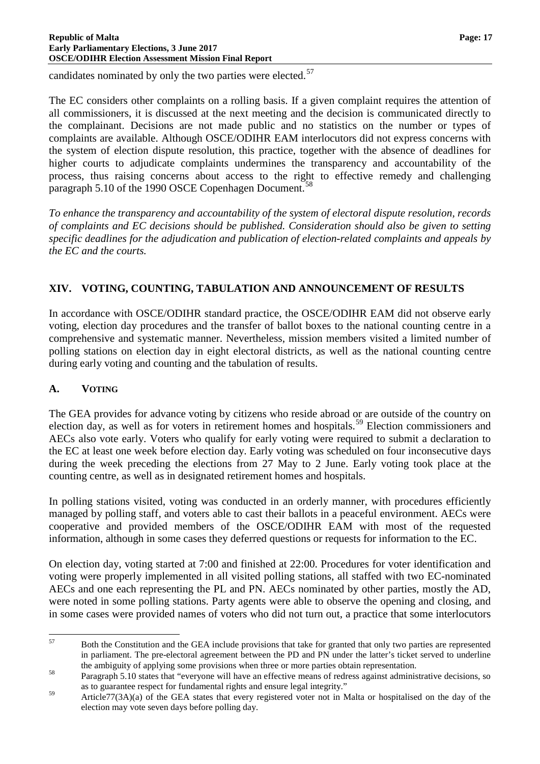candidates nominated by only the two parties were elected.[57]

The EC considers other complaints on a rolling basis. If a given complaint requires the attention of all commissioners, it is discussed at the next meeting and the decision is communicated directly to the complainant. Decisions are not made public and no statistics on the number or types of complaints are available. Although OSCE/ODIHR EAM interlocutors did not express concerns with the system of election dispute resolution, this practice, together with the absence of deadlines for higher courts to adjudicate complaints undermines the transparency and accountability of the process, thus raising concerns about access to the right to effective remedy and challenging paragraph 5.10 of the 1990 OSCE Copenhagen Document.[58]

*To enhance the transparency and accountability of the system of electoral dispute resolution, records of complaints and EC decisions should be published. Consideration should also be given to setting specific deadlines for the adjudication and publication of election-related complaints and appeals by the EC and the courts.*

## XIV. VOTING, COUNTING, TABULATION AND ANNOUNCEMENT OF RESULTS

In accordance with OSCE/ODIHR standard practice, the OSCE/ODIHR EAM did not observe early voting, election day procedures and the transfer of ballot boxes to the national counting centre in a comprehensive and systematic manner. Nevertheless, mission members visited a limited number of polling stations on election day in eight electoral districts, as well as the national counting centre during early voting and counting and the tabulation of results.

### A. VOTING

The GEA provides for advance voting by citizens who reside abroad or are outside of the country on election day, as well as for voters in retirement homes and hospitals.[59] Election commissioners and AECs also vote early. Voters who qualify for early voting were required to submit a declaration to the EC at least one week before election day. Early voting was scheduled on four inconsecutive days during the week preceding the elections from 27 May to 2 June. Early voting took place at the counting centre, as well as in designated retirement homes and hospitals.

In polling stations visited, voting was conducted in an orderly manner, with procedures efficiently managed by polling staff, and voters able to cast their ballots in a peaceful environment. AECs were cooperative and provided members of the OSCE/ODIHR EAM with most of the requested information, although in some cases they deferred questions or requests for information to the EC.

On election day, voting started at 7:00 and finished at 22:00. Procedures for voter identification and voting were properly implemented in all visited polling stations, all staffed with two EC-nominated AECs and one each representing the PL and PN. AECs nominated by other parties, mostly the AD, were noted in some polling stations. Party agents were able to observe the opening and closing, and in some cases were provided names of voters who did not turn out, a practice that some interlocutors

---

[57] Both the Constitution and the GEA include provisions that take for granted that only two parties are represented in parliament. The pre-electoral agreement between the PD and PN under the latter's ticket served to underline the ambiguity of applying some provisions when three or more parties obtain representation.

[58] Paragraph 5.10 states that "everyone will have an effective means of redress against administrative decisions, so as to guarantee respect for fundamental rights and ensure legal integrity."

[59] Article77(3A)(a) of the GEA states that every registered voter not in Malta or hospitalised on the day of the election may vote seven days before polling day.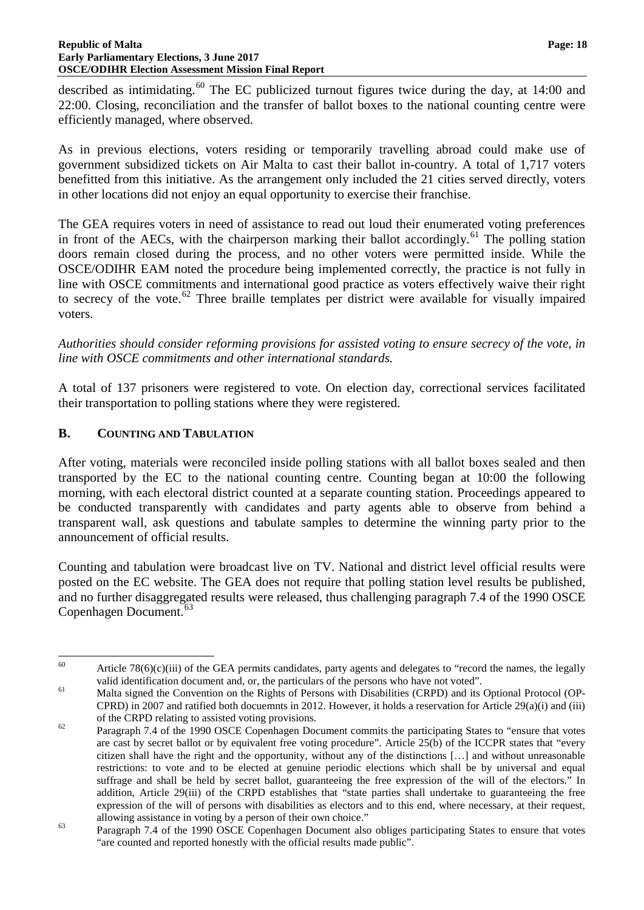described as intimidating.[60] The EC publicized turnout figures twice during the day, at 14:00 and 22:00. Closing, reconciliation and the transfer of ballot boxes to the national counting centre were efficiently managed, where observed.

As in previous elections, voters residing or temporarily travelling abroad could make use of government subsidized tickets on Air Malta to cast their ballot in-country. A total of 1,717 voters benefitted from this initiative. As the arrangement only included the 21 cities served directly, voters in other locations did not enjoy an equal opportunity to exercise their franchise.

The GEA requires voters in need of assistance to read out loud their enumerated voting preferences in front of the AECs, with the chairperson marking their ballot accordingly.[61] The polling station doors remain closed during the process, and no other voters were permitted inside. While the OSCE/ODIHR EAM noted the procedure being implemented correctly, the practice is not fully in line with OSCE commitments and international good practice as voters effectively waive their right to secrecy of the vote.[62] Three braille templates per district were available for visually impaired voters.

*Authorities should consider reforming provisions for assisted voting to ensure secrecy of the vote, in line with OSCE commitments and other international standards.*

A total of 137 prisoners were registered to vote. On election day, correctional services facilitated their transportation to polling stations where they were registered.

## B. Counting and Tabulation

After voting, materials were reconciled inside polling stations with all ballot boxes sealed and then transported by the EC to the national counting centre. Counting began at 10:00 the following morning, with each electoral district counted at a separate counting station. Proceedings appeared to be conducted transparently with candidates and party agents able to observe from behind a transparent wall, ask questions and tabulate samples to determine the winning party prior to the announcement of official results.

Counting and tabulation were broadcast live on TV. National and district level official results were posted on the EC website. The GEA does not require that polling station level results be published, and no further disaggregated results were released, thus challenging paragraph 7.4 of the 1990 OSCE Copenhagen Document.[63]

---

[60] Article 78(6)(c)(iii) of the GEA permits candidates, party agents and delegates to "record the names, the legally valid identification document and, or, the particulars of the persons who have not voted".

[61] Malta signed the Convention on the Rights of Persons with Disabilities (CRPD) and its Optional Protocol (OP-CPRD) in 2007 and ratified both docuemnts in 2012. However, it holds a reservation for Article 29(a)(i) and (iii) of the CRPD relating to assisted voting provisions.

[62] Paragraph 7.4 of the 1990 OSCE Copenhagen Document commits the participating States to "ensure that votes are cast by secret ballot or by equivalent free voting procedure". Article 25(b) of the ICCPR states that "every citizen shall have the right and the opportunity, without any of the distinctions […] and without unreasonable restrictions: to vote and to be elected at genuine periodic elections which shall be by universal and equal suffrage and shall be held by secret ballot, guaranteeing the free expression of the will of the electors." In addition, Article 29(iii) of the CRPD establishes that "state parties shall undertake to guaranteeing the free expression of the will of persons with disabilities as electors and to this end, where necessary, at their request, allowing assistance in voting by a person of their own choice."

[63] Paragraph 7.4 of the 1990 OSCE Copenhagen Document also obliges participating States to ensure that votes "are counted and reported honestly with the official results made public".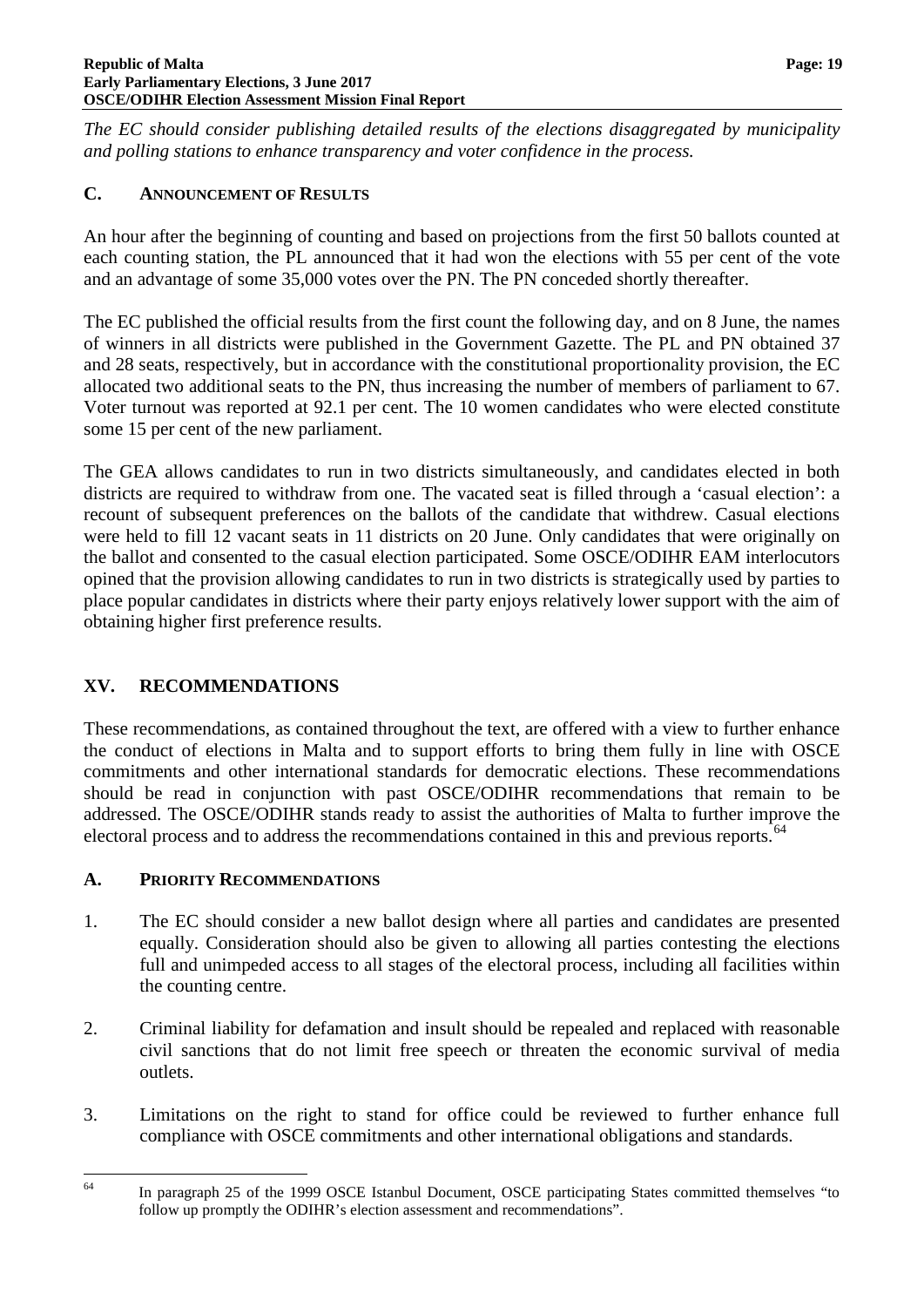*The EC should consider publishing detailed results of the elections disaggregated by municipality and polling stations to enhance transparency and voter confidence in the process.*

### C. ANNOUNCEMENT OF RESULTS

An hour after the beginning of counting and based on projections from the first 50 ballots counted at each counting station, the PL announced that it had won the elections with 55 per cent of the vote and an advantage of some 35,000 votes over the PN. The PN conceded shortly thereafter.

The EC published the official results from the first count the following day, and on 8 June, the names of winners in all districts were published in the Government Gazette. The PL and PN obtained 37 and 28 seats, respectively, but in accordance with the constitutional proportionality provision, the EC allocated two additional seats to the PN, thus increasing the number of members of parliament to 67. Voter turnout was reported at 92.1 per cent. The 10 women candidates who were elected constitute some 15 per cent of the new parliament.

The GEA allows candidates to run in two districts simultaneously, and candidates elected in both districts are required to withdraw from one. The vacated seat is filled through a 'casual election': a recount of subsequent preferences on the ballots of the candidate that withdrew. Casual elections were held to fill 12 vacant seats in 11 districts on 20 June. Only candidates that were originally on the ballot and consented to the casual election participated. Some OSCE/ODIHR EAM interlocutors opined that the provision allowing candidates to run in two districts is strategically used by parties to place popular candidates in districts where their party enjoys relatively lower support with the aim of obtaining higher first preference results.

## XV. RECOMMENDATIONS

These recommendations, as contained throughout the text, are offered with a view to further enhance the conduct of elections in Malta and to support efforts to bring them fully in line with OSCE commitments and other international standards for democratic elections. These recommendations should be read in conjunction with past OSCE/ODIHR recommendations that remain to be addressed. The OSCE/ODIHR stands ready to assist the authorities of Malta to further improve the electoral process and to address the recommendations contained in this and previous reports.[64]

### A. PRIORITY RECOMMENDATIONS

1. The EC should consider a new ballot design where all parties and candidates are presented equally. Consideration should also be given to allowing all parties contesting the elections full and unimpeded access to all stages of the electoral process, including all facilities within the counting centre.

2. Criminal liability for defamation and insult should be repealed and replaced with reasonable civil sanctions that do not limit free speech or threaten the economic survival of media outlets.

3. Limitations on the right to stand for office could be reviewed to further enhance full compliance with OSCE commitments and other international obligations and standards.

---

[64] In paragraph 25 of the 1999 OSCE Istanbul Document, OSCE participating States committed themselves "to follow up promptly the ODIHR's election assessment and recommendations".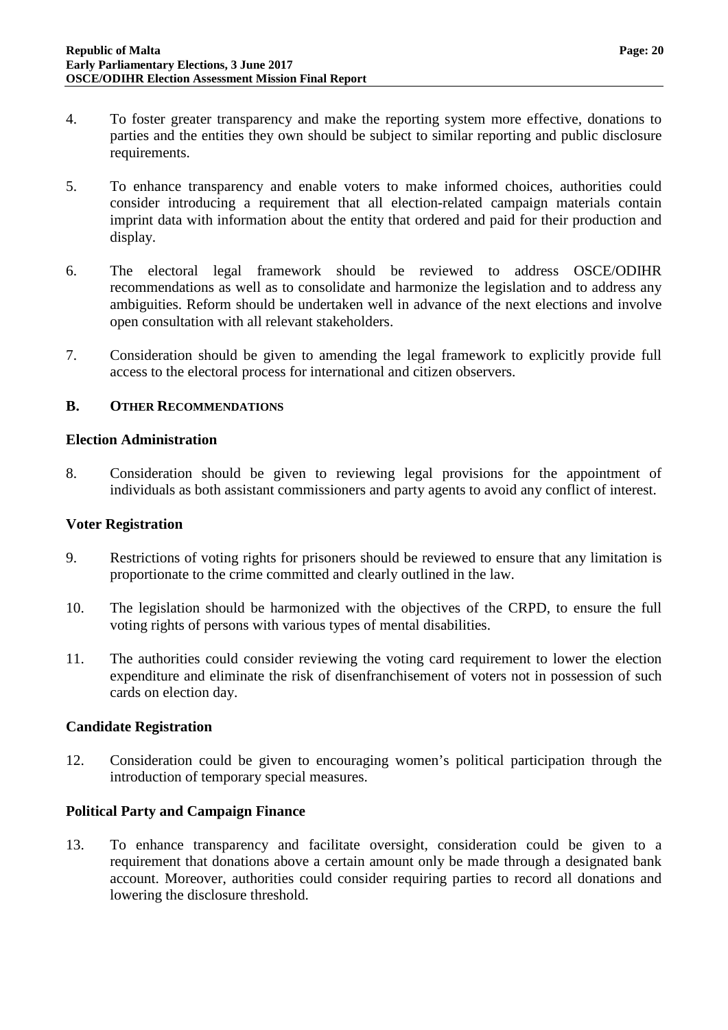4. To foster greater transparency and make the reporting system more effective, donations to parties and the entities they own should be subject to similar reporting and public disclosure requirements.

5. To enhance transparency and enable voters to make informed choices, authorities could consider introducing a requirement that all election-related campaign materials contain imprint data with information about the entity that ordered and paid for their production and display.

6. The electoral legal framework should be reviewed to address OSCE/ODIHR recommendations as well as to consolidate and harmonize the legislation and to address any ambiguities. Reform should be undertaken well in advance of the next elections and involve open consultation with all relevant stakeholders.

7. Consideration should be given to amending the legal framework to explicitly provide full access to the electoral process for international and citizen observers.

## B. OTHER RECOMMENDATIONS

### Election Administration

8. Consideration should be given to reviewing legal provisions for the appointment of individuals as both assistant commissioners and party agents to avoid any conflict of interest.

### Voter Registration

9. Restrictions of voting rights for prisoners should be reviewed to ensure that any limitation is proportionate to the crime committed and clearly outlined in the law.

10. The legislation should be harmonized with the objectives of the CRPD, to ensure the full voting rights of persons with various types of mental disabilities.

11. The authorities could consider reviewing the voting card requirement to lower the election expenditure and eliminate the risk of disenfranchisement of voters not in possession of such cards on election day.

### Candidate Registration

12. Consideration could be given to encouraging women's political participation through the introduction of temporary special measures.

### Political Party and Campaign Finance

13. To enhance transparency and facilitate oversight, consideration could be given to a requirement that donations above a certain amount only be made through a designated bank account. Moreover, authorities could consider requiring parties to record all donations and lowering the disclosure threshold.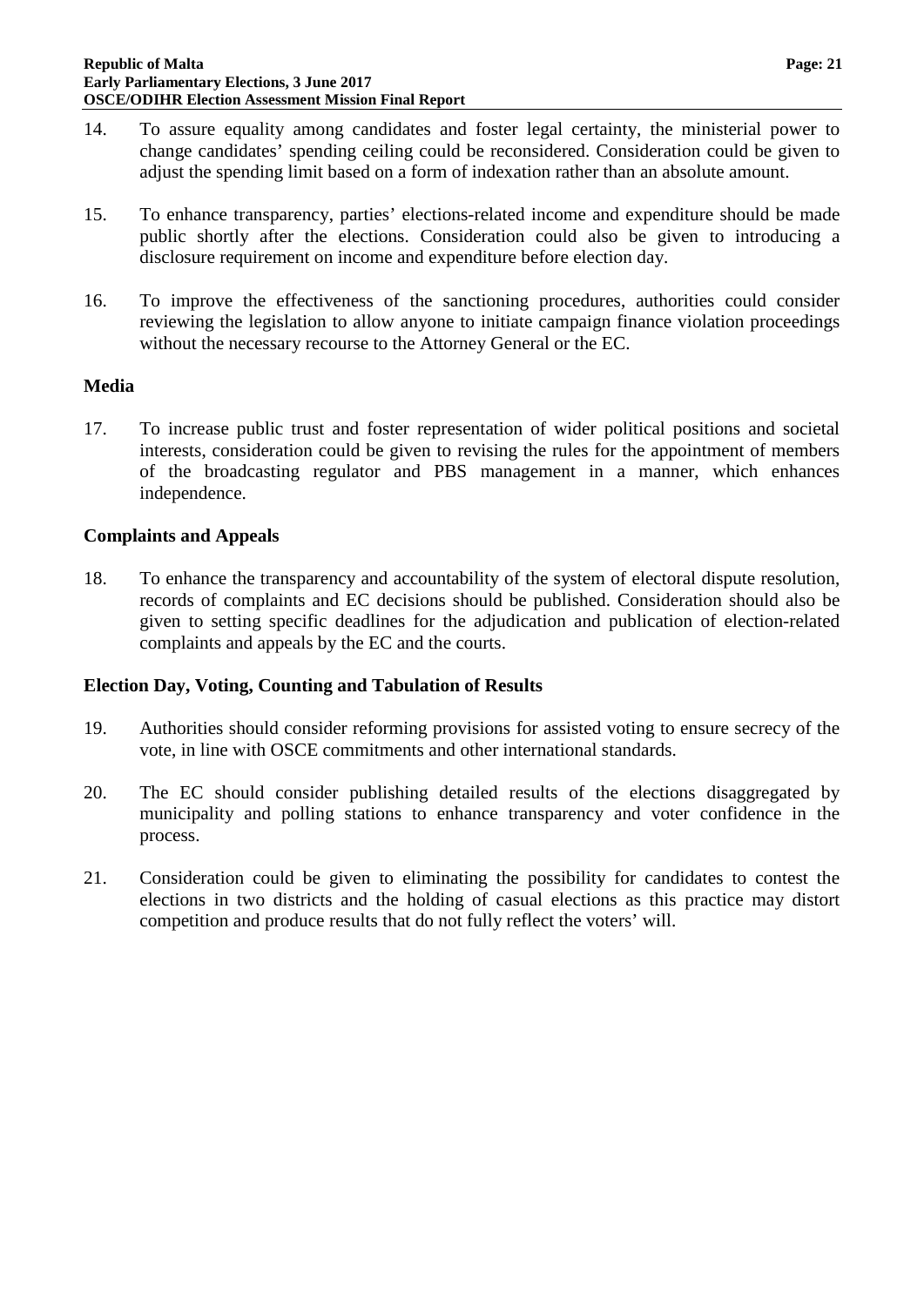14. To assure equality among candidates and foster legal certainty, the ministerial power to change candidates' spending ceiling could be reconsidered. Consideration could be given to adjust the spending limit based on a form of indexation rather than an absolute amount.

15. To enhance transparency, parties' elections-related income and expenditure should be made public shortly after the elections. Consideration could also be given to introducing a disclosure requirement on income and expenditure before election day.

16. To improve the effectiveness of the sanctioning procedures, authorities could consider reviewing the legislation to allow anyone to initiate campaign finance violation proceedings without the necessary recourse to the Attorney General or the EC.

**Media**

17. To increase public trust and foster representation of wider political positions and societal interests, consideration could be given to revising the rules for the appointment of members of the broadcasting regulator and PBS management in a manner, which enhances independence.

**Complaints and Appeals**

18. To enhance the transparency and accountability of the system of electoral dispute resolution, records of complaints and EC decisions should be published. Consideration should also be given to setting specific deadlines for the adjudication and publication of election-related complaints and appeals by the EC and the courts.

**Election Day, Voting, Counting and Tabulation of Results**

19. Authorities should consider reforming provisions for assisted voting to ensure secrecy of the vote, in line with OSCE commitments and other international standards.

20. The EC should consider publishing detailed results of the elections disaggregated by municipality and polling stations to enhance transparency and voter confidence in the process.

21. Consideration could be given to eliminating the possibility for candidates to contest the elections in two districts and the holding of casual elections as this practice may distort competition and produce results that do not fully reflect the voters' will.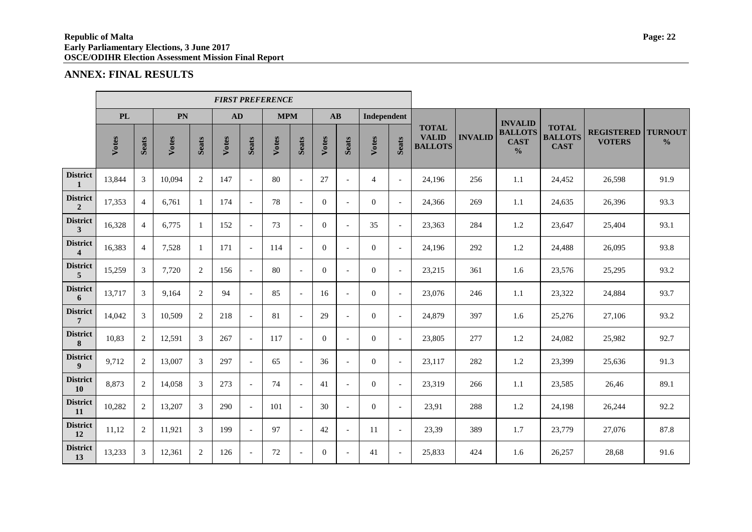## ANNEX: FINAL RESULTS

| | *FIRST PREFERENCE* | | | | | | | | | | | | | | | | | |
|---|---|---|---|---|---|---|---|---|---|---|---|---|---|---|---|---|---|---|
| | PL | | PN | | AD | | MPM | | AB | | Independent | | TOTAL VALID BALLOTS | INVALID | INVALID BALLOTS CAST % | TOTAL BALLOTS CAST | REGISTERED VOTERS | TURNOUT % |
| | Votes | Seats | Votes | Seats | Votes | Seats | Votes | Seats | Votes | Seats | Votes | Seats | | | | | | |
| **District 1** | 13,844 | 3 | 10,094 | 2 | 147 | - | 80 | - | 27 | - | 4 | - | 24,196 | 256 | 1.1 | 24,452 | 26,598 | 91.9 |
| **District 2** | 17,353 | 4 | 6,761 | 1 | 174 | - | 78 | - | 0 | - | 0 | - | 24,366 | 269 | 1.1 | 24,635 | 26,396 | 93.3 |
| **District 3** | 16,328 | 4 | 6,775 | 1 | 152 | - | 73 | - | 0 | - | 35 | - | 23,363 | 284 | 1.2 | 23,647 | 25,404 | 93.1 |
| **District 4** | 16,383 | 4 | 7,528 | 1 | 171 | - | 114 | - | 0 | - | 0 | - | 24,196 | 292 | 1.2 | 24,488 | 26,095 | 93.8 |
| **District 5** | 15,259 | 3 | 7,720 | 2 | 156 | - | 80 | - | 0 | - | 0 | - | 23,215 | 361 | 1.6 | 23,576 | 25,295 | 93.2 |
| **District 6** | 13,717 | 3 | 9,164 | 2 | 94 | - | 85 | - | 16 | - | 0 | - | 23,076 | 246 | 1.1 | 23,322 | 24,884 | 93.7 |
| **District 7** | 14,042 | 3 | 10,509 | 2 | 218 | - | 81 | - | 29 | - | 0 | - | 24,879 | 397 | 1.6 | 25,276 | 27,106 | 93.2 |
| **District 8** | 10,83 | 2 | 12,591 | 3 | 267 | - | 117 | - | 0 | - | 0 | - | 23,805 | 277 | 1.2 | 24,082 | 25,982 | 92.7 |
| **District 9** | 9,712 | 2 | 13,007 | 3 | 297 | - | 65 | - | 36 | - | 0 | - | 23,117 | 282 | 1.2 | 23,399 | 25,636 | 91.3 |
| **District 10** | 8,873 | 2 | 14,058 | 3 | 273 | - | 74 | - | 41 | - | 0 | - | 23,319 | 266 | 1.1 | 23,585 | 26,46 | 89.1 |
| **District 11** | 10,282 | 2 | 13,207 | 3 | 290 | - | 101 | - | 30 | - | 0 | - | 23,91 | 288 | 1.2 | 24,198 | 26,244 | 92.2 |
| **District 12** | 11,12 | 2 | 11,921 | 3 | 199 | - | 97 | - | 42 | - | 11 | - | 23,39 | 389 | 1.7 | 23,779 | 27,076 | 87.8 |
| **District 13** | 13,233 | 3 | 12,361 | 2 | 126 | - | 72 | - | 0 | - | 41 | - | 25,833 | 424 | 1.6 | 26,257 | 28,68 | 91.6 |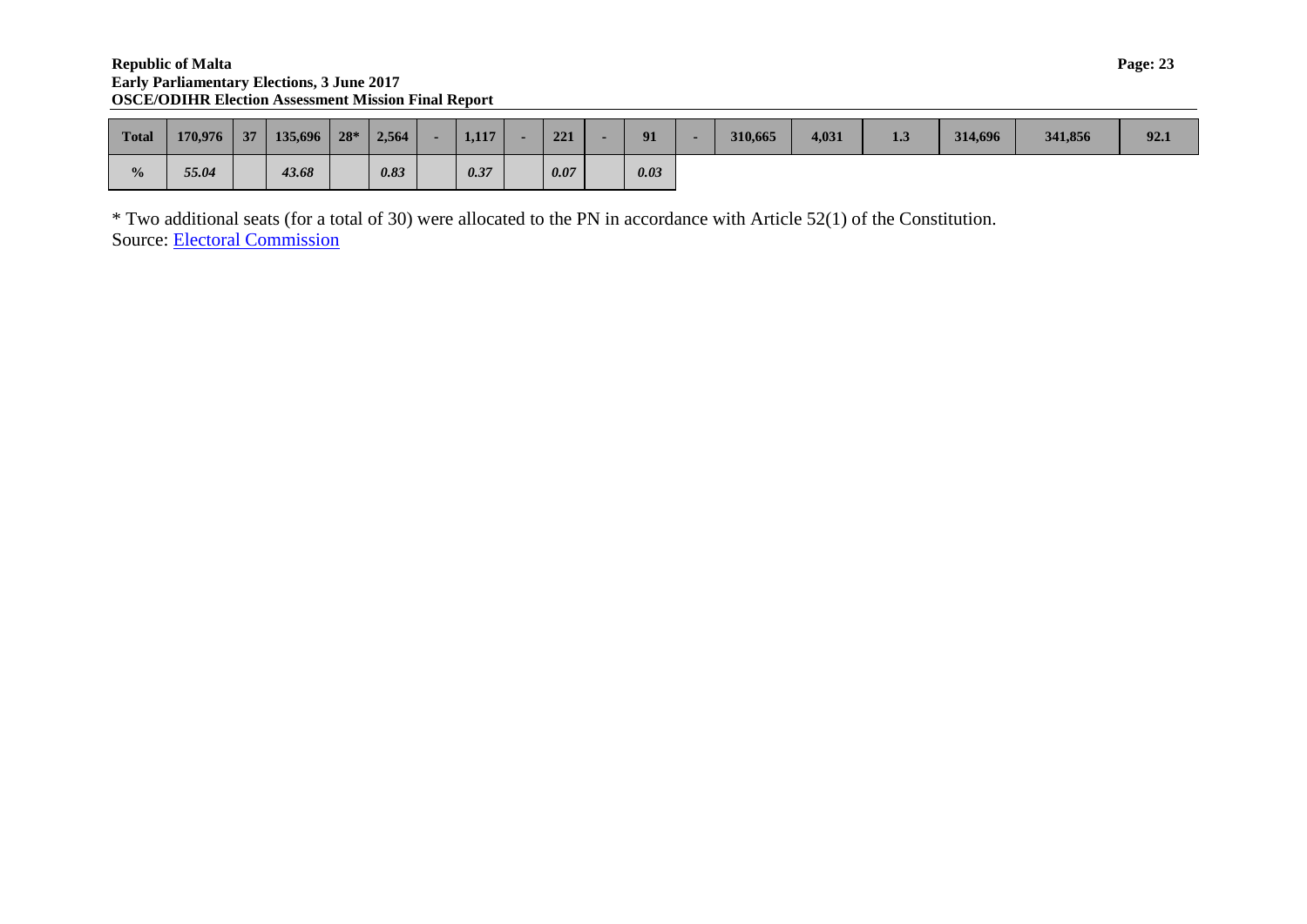| | | | | | | | | | | | | | | | | | |
|---|---|---|---|---|---|---|---|---|---|---|---|---|---|---|---|---|---|
| **Total** | **170,976** | **37** | **135,696** | **28*** | **2,564** | **-** | **1,117** | **-** | **221** | **-** | **91** | **-** | **310,665** | **4,031** | **1.3** | **314,696** | **341,856** | **92.1** |
| **%** | ***55.04*** | | ***43.68*** | | ***0.83*** | | ***0.37*** | | ***0.07*** | | ***0.03*** | | | | | | | |

* Two additional seats (for a total of 30) were allocated to the PN in accordance with Article 52(1) of the Constitution.
Source: Electoral Commission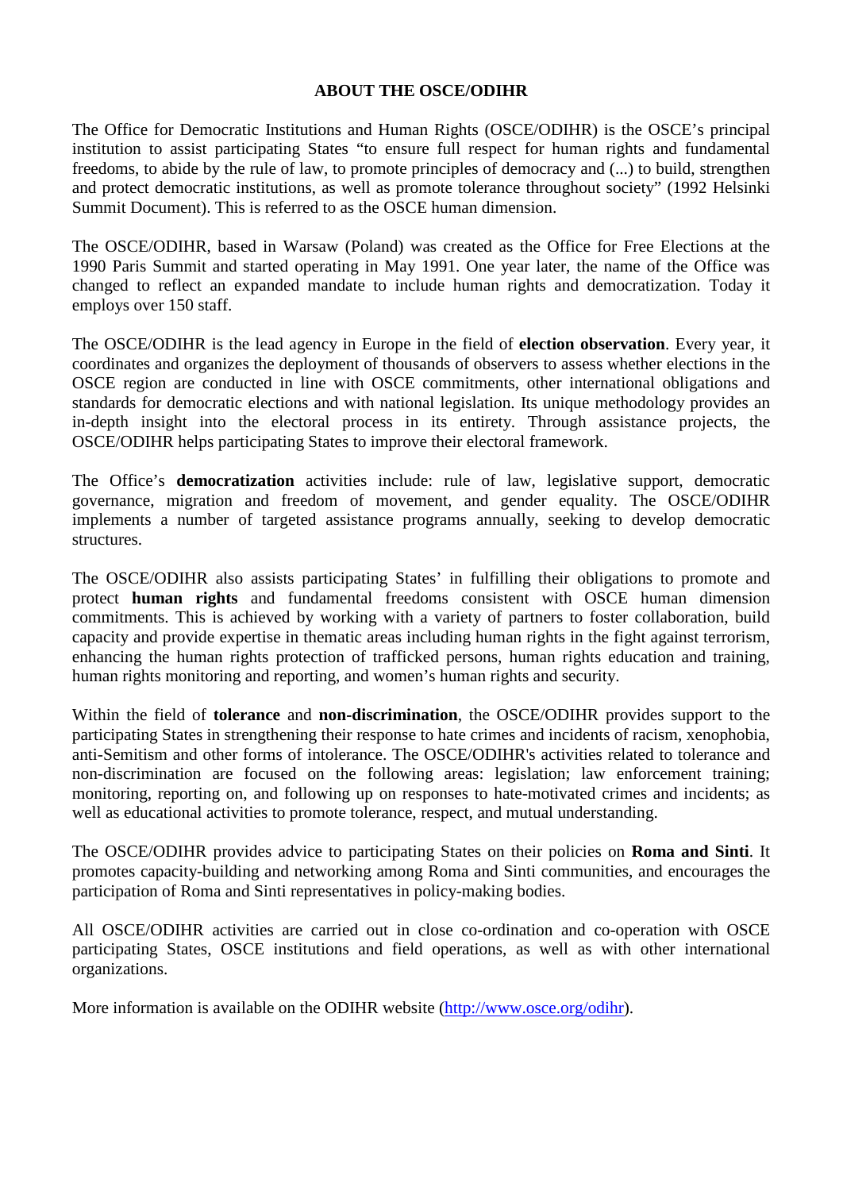# ABOUT THE OSCE/ODIHR

The Office for Democratic Institutions and Human Rights (OSCE/ODIHR) is the OSCE's principal institution to assist participating States "to ensure full respect for human rights and fundamental freedoms, to abide by the rule of law, to promote principles of democracy and (...) to build, strengthen and protect democratic institutions, as well as promote tolerance throughout society" (1992 Helsinki Summit Document). This is referred to as the OSCE human dimension.

The OSCE/ODIHR, based in Warsaw (Poland) was created as the Office for Free Elections at the 1990 Paris Summit and started operating in May 1991. One year later, the name of the Office was changed to reflect an expanded mandate to include human rights and democratization. Today it employs over 150 staff.

The OSCE/ODIHR is the lead agency in Europe in the field of **election observation**. Every year, it coordinates and organizes the deployment of thousands of observers to assess whether elections in the OSCE region are conducted in line with OSCE commitments, other international obligations and standards for democratic elections and with national legislation. Its unique methodology provides an in-depth insight into the electoral process in its entirety. Through assistance projects, the OSCE/ODIHR helps participating States to improve their electoral framework.

The Office's **democratization** activities include: rule of law, legislative support, democratic governance, migration and freedom of movement, and gender equality. The OSCE/ODIHR implements a number of targeted assistance programs annually, seeking to develop democratic structures.

The OSCE/ODIHR also assists participating States' in fulfilling their obligations to promote and protect **human rights** and fundamental freedoms consistent with OSCE human dimension commitments. This is achieved by working with a variety of partners to foster collaboration, build capacity and provide expertise in thematic areas including human rights in the fight against terrorism, enhancing the human rights protection of trafficked persons, human rights education and training, human rights monitoring and reporting, and women's human rights and security.

Within the field of **tolerance** and **non-discrimination**, the OSCE/ODIHR provides support to the participating States in strengthening their response to hate crimes and incidents of racism, xenophobia, anti-Semitism and other forms of intolerance. The OSCE/ODIHR's activities related to tolerance and non-discrimination are focused on the following areas: legislation; law enforcement training; monitoring, reporting on, and following up on responses to hate-motivated crimes and incidents; as well as educational activities to promote tolerance, respect, and mutual understanding.

The OSCE/ODIHR provides advice to participating States on their policies on **Roma and Sinti**. It promotes capacity-building and networking among Roma and Sinti communities, and encourages the participation of Roma and Sinti representatives in policy-making bodies.

All OSCE/ODIHR activities are carried out in close co-ordination and co-operation with OSCE participating States, OSCE institutions and field operations, as well as with other international organizations.

More information is available on the ODIHR website (http://www.osce.org/odihr).